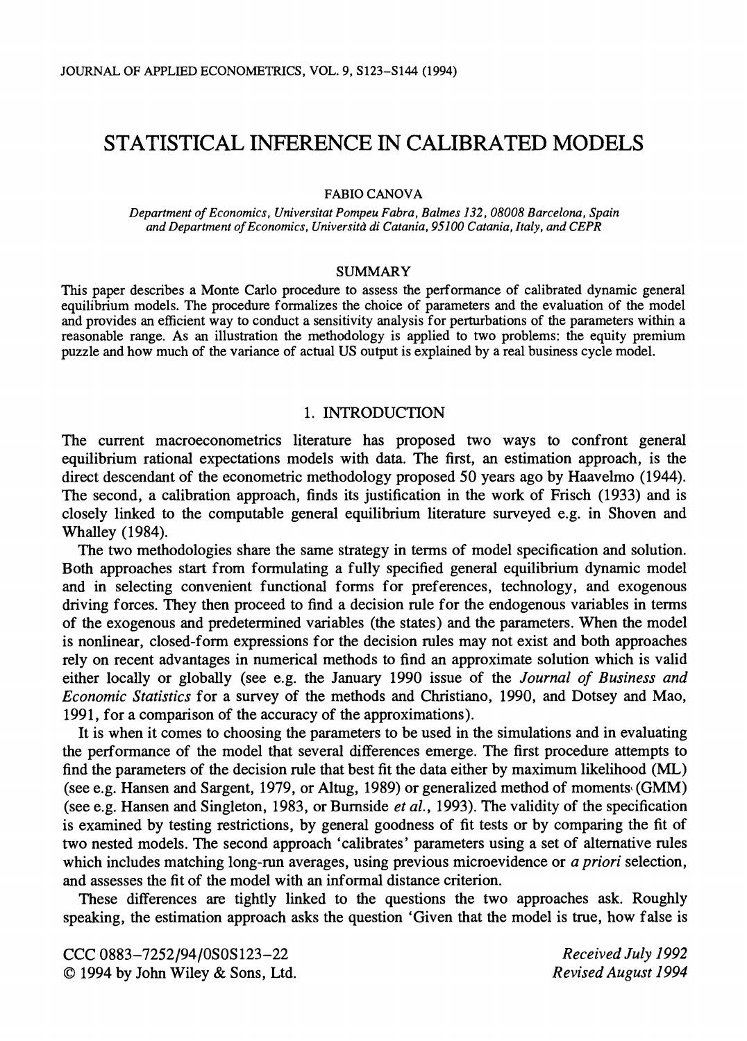# STATISTICAL INFERENCE IN CALIBRATED MODELS

FABIO CANOVA

*Department of Economics, Universitat Pompeu Fabra, Balmes 132, 08008 Barcelona, Spain and Department of Economics, Università di Catania, 95100 Catania, Italy, and CEPR*

## SUMMARY

This paper describes a Monte Carlo procedure to assess the performance of calibrated dynamic general equilibrium models. The procedure formalizes the choice of parameters and the evaluation of the model and provides an efficient way to conduct a sensitivity analysis for perturbations of the parameters within a reasonable range. As an illustration the methodology is applied to two problems: the equity premium puzzle and how much of the variance of actual US output is explained by a real business cycle model.

## 1. INTRODUCTION

The current macroeconometrics literature has proposed two ways to confront general equilibrium rational expectations models with data. The first, an estimation approach, is the direct descendant of the econometric methodology proposed 50 years ago by Haavelmo (1944). The second, a calibration approach, finds its justification in the work of Frisch (1933) and is closely linked to the computable general equilibrium literature surveyed e.g. in Shoven and Whalley (1984).

The two methodologies share the same strategy in terms of model specification and solution. Both approaches start from formulating a fully specified general equilibrium dynamic model and in selecting convenient functional forms for preferences, technology, and exogenous driving forces. They then proceed to find a decision rule for the endogenous variables in terms of the exogenous and predetermined variables (the states) and the parameters. When the model is nonlinear, closed-form expressions for the decision rules may not exist and both approaches rely on recent advantages in numerical methods to find an approximate solution which is valid either locally or globally (see e.g. the January 1990 issue of the *Journal of Business and Economic Statistics* for a survey of the methods and Christiano, 1990, and Dotsey and Mao, 1991, for a comparison of the accuracy of the approximations).

It is when it comes to choosing the parameters to be used in the simulations and in evaluating the performance of the model that several differences emerge. The first procedure attempts to find the parameters of the decision rule that best fit the data either by maximum likelihood (ML) (see e.g. Hansen and Sargent, 1979, or Altug, 1989) or generalized method of moments (GMM) (see e.g. Hansen and Singleton, 1983, or Burnside *et al.*, 1993). The validity of the specification is examined by testing restrictions, by general goodness of fit tests or by comparing the fit of two nested models. The second approach 'calibrates' parameters using a set of alternative rules which includes matching long-run averages, using previous microevidence or *a priori* selection, and assesses the fit of the model with an informal distance criterion.

These differences are tightly linked to the questions the two approaches ask. Roughly speaking, the estimation approach asks the question 'Given that the model is true, how false is

CCC 0883-7252/94/0S0S123-22
© 1994 by John Wiley & Sons, Ltd.

*Received July 1992*
*Revised August 1994*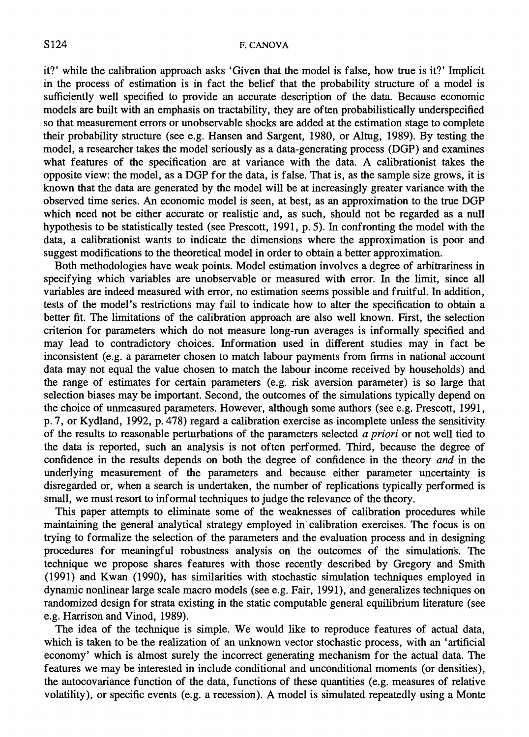it?' while the calibration approach asks 'Given that the model is false, how true is it?' Implicit in the process of estimation is in fact the belief that the probability structure of a model is sufficiently well specified to provide an accurate description of the data. Because economic models are built with an emphasis on tractability, they are often probabilistically underspecified so that measurement errors or unobservable shocks are added at the estimation stage to complete their probability structure (see e.g. Hansen and Sargent, 1980, or Altug, 1989). By testing the model, a researcher takes the model seriously as a data-generating process (DGP) and examines what features of the specification are at variance with the data. A calibrationist takes the opposite view: the model, as a DGP for the data, is false. That is, as the sample size grows, it is known that the data are generated by the model will be at increasingly greater variance with the observed time series. An economic model is seen, at best, as an approximation to the true DGP which need not be either accurate or realistic and, as such, should not be regarded as a null hypothesis to be statistically tested (see Prescott, 1991, p. 5). In confronting the model with the data, a calibrationist wants to indicate the dimensions where the approximation is poor and suggest modifications to the theoretical model in order to obtain a better approximation.

Both methodologies have weak points. Model estimation involves a degree of arbitrariness in specifying which variables are unobservable or measured with error. In the limit, since all variables are indeed measured with error, no estimation seems possible and fruitful. In addition, tests of the model's restrictions may fail to indicate how to alter the specification to obtain a better fit. The limitations of the calibration approach are also well known. First, the selection criterion for parameters which do not measure long-run averages is informally specified and may lead to contradictory choices. Information used in different studies may in fact be inconsistent (e.g. a parameter chosen to match labour payments from firms in national account data may not equal the value chosen to match the labour income received by households) and the range of estimates for certain parameters (e.g. risk aversion parameter) is so large that selection biases may be important. Second, the outcomes of the simulations typically depend on the choice of unmeasured parameters. However, although some authors (see e.g. Prescott, 1991, p. 7, or Kydland, 1992, p. 478) regard a calibration exercise as incomplete unless the sensitivity of the results to reasonable perturbations of the parameters selected *a priori* or not well tied to the data is reported, such an analysis is not often performed. Third, because the degree of confidence in the results depends on both the degree of confidence in the theory *and* in the underlying measurement of the parameters and because either parameter uncertainty is disregarded or, when a search is undertaken, the number of replications typically performed is small, we must resort to informal techniques to judge the relevance of the theory.

This paper attempts to eliminate some of the weaknesses of calibration procedures while maintaining the general analytical strategy employed in calibration exercises. The focus is on trying to formalize the selection of the parameters and the evaluation process and in designing procedures for meaningful robustness analysis on the outcomes of the simulations. The technique we propose shares features with those recently described by Gregory and Smith (1991) and Kwan (1990), has similarities with stochastic simulation techniques employed in dynamic nonlinear large scale macro models (see e.g. Fair, 1991), and generalizes techniques on randomized design for strata existing in the static computable general equilibrium literature (see e.g. Harrison and Vinod, 1989).

The idea of the technique is simple. We would like to reproduce features of actual data, which is taken to be the realization of an unknown vector stochastic process, with an 'artificial economy' which is almost surely the incorrect generating mechanism for the actual data. The features we may be interested in include conditional and unconditional moments (or densities), the autocovariance function of the data, functions of these quantities (e.g. measures of relative volatility), or specific events (e.g. a recession). A model is simulated repeatedly using a Monte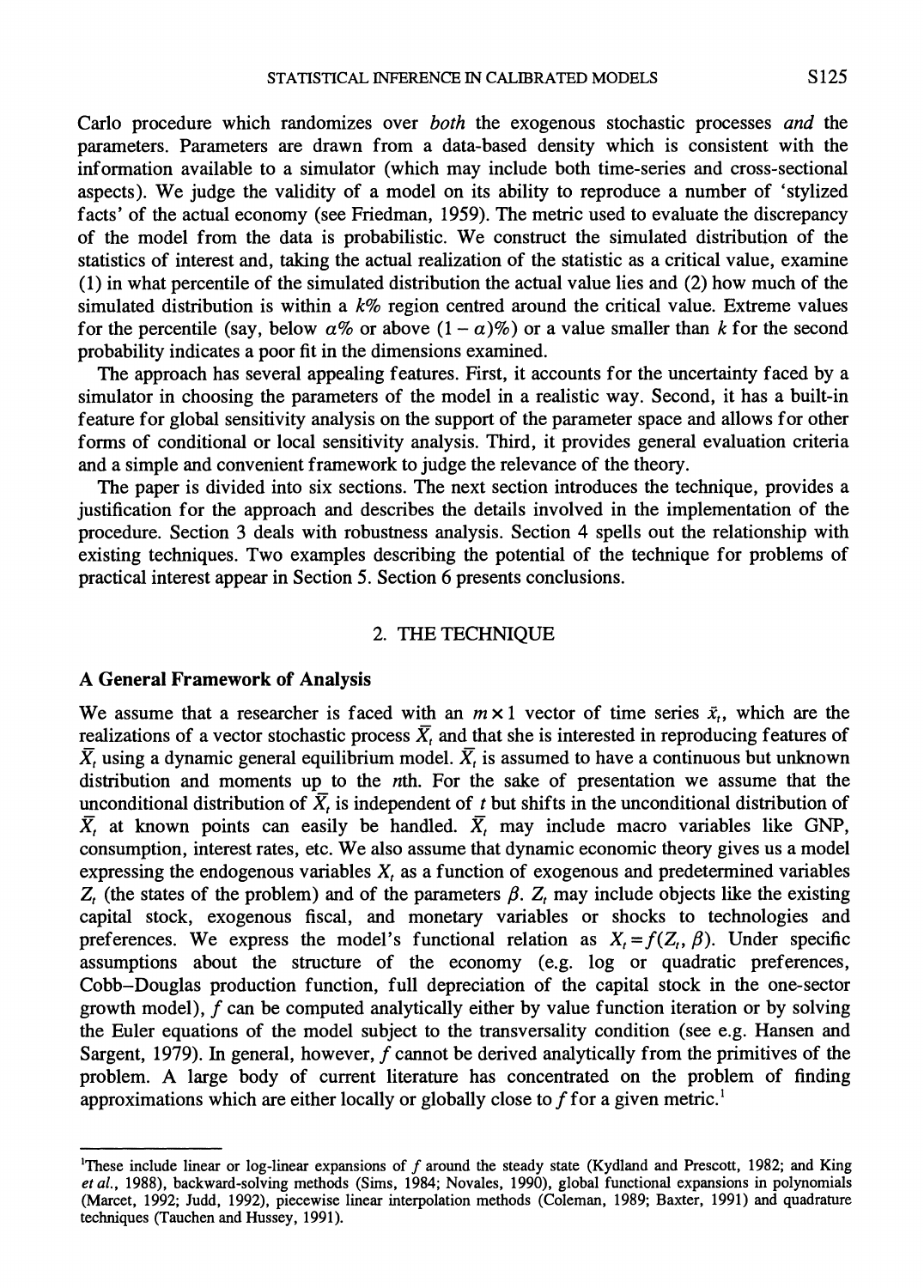Carlo procedure which randomizes over *both* the exogenous stochastic processes *and* the parameters. Parameters are drawn from a data-based density which is consistent with the information available to a simulator (which may include both time-series and cross-sectional aspects). We judge the validity of a model on its ability to reproduce a number of 'stylized facts' of the actual economy (see Friedman, 1959). The metric used to evaluate the discrepancy of the model from the data is probabilistic. We construct the simulated distribution of the statistics of interest and, taking the actual realization of the statistic as a critical value, examine (1) in what percentile of the simulated distribution the actual value lies and (2) how much of the simulated distribution is within a $k\%$ region centred around the critical value. Extreme values for the percentile (say, below $\alpha\%$ or above $(1-\alpha)\%$) or a value smaller than $k$ for the second probability indicates a poor fit in the dimensions examined.

The approach has several appealing features. First, it accounts for the uncertainty faced by a simulator in choosing the parameters of the model in a realistic way. Second, it has a built-in feature for global sensitivity analysis on the support of the parameter space and allows for other forms of conditional or local sensitivity analysis. Third, it provides general evaluation criteria and a simple and convenient framework to judge the relevance of the theory.

The paper is divided into six sections. The next section introduces the technique, provides a justification for the approach and describes the details involved in the implementation of the procedure. Section 3 deals with robustness analysis. Section 4 spells out the relationship with existing techniques. Two examples describing the potential of the technique for problems of practical interest appear in Section 5. Section 6 presents conclusions.

## 2. THE TECHNIQUE

### A General Framework of Analysis

We assume that a researcher is faced with an $m \times 1$ vector of time series $\bar{x}_t$, which are the realizations of a vector stochastic process $\bar{X}_t$ and that she is interested in reproducing features of $\bar{X}_t$ using a dynamic general equilibrium model. $\bar{X}_t$ is assumed to have a continuous but unknown distribution and moments up to the $n$th. For the sake of presentation we assume that the unconditional distribution of $\bar{X}_t$ is independent of $t$ but shifts in the unconditional distribution of $\bar{X}_t$ at known points can easily be handled. $\bar{X}_t$ may include macro variables like GNP, consumption, interest rates, etc. We also assume that dynamic economic theory gives us a model expressing the endogenous variables $X_t$ as a function of exogenous and predetermined variables $Z_t$ (the states of the problem) and of the parameters $\beta$. $Z_t$ may include objects like the existing capital stock, exogenous fiscal, and monetary variables or shocks to technologies and preferences. We express the model's functional relation as $X_t = f(Z_t, \beta)$. Under specific assumptions about the structure of the economy (e.g. log or quadratic preferences, Cobb–Douglas production function, full depreciation of the capital stock in the one-sector growth model), $f$ can be computed analytically either by value function iteration or by solving the Euler equations of the model subject to the transversality condition (see e.g. Hansen and Sargent, 1979). In general, however, $f$ cannot be derived analytically from the primitives of the problem. A large body of current literature has concentrated on the problem of finding approximations which are either locally or globally close to $f$ for a given metric.[1]

---

[1]These include linear or log-linear expansions of $f$ around the steady state (Kydland and Prescott, 1982; and King *et al.*, 1988), backward-solving methods (Sims, 1984; Novales, 1990), global functional expansions in polynomials (Marcet, 1992; Judd, 1992), piecewise linear interpolation methods (Coleman, 1989; Baxter, 1991) and quadrature techniques (Tauchen and Hussey, 1991).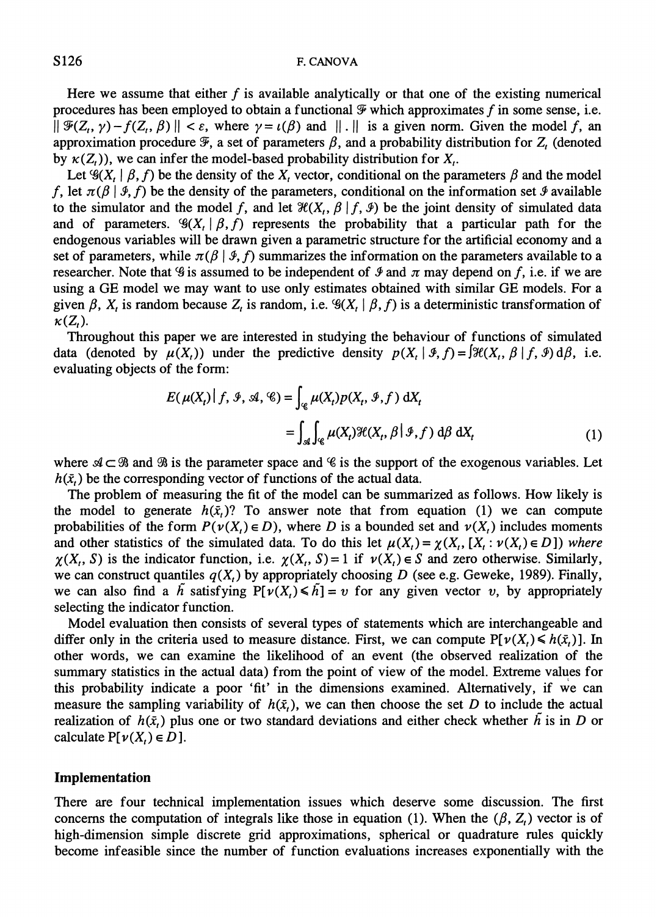Here we assume that either $f$ is available analytically or that one of the existing numerical procedures has been employed to obtain a functional $\mathcal{F}$ which approximates $f$ in some sense, i.e. $\| \mathcal{F}(Z_t, \gamma) - f(Z_t, \beta) \| < \varepsilon$, where $\gamma = \iota(\beta)$ and $\| . \|$ is a given norm. Given the model $f$, an approximation procedure $\mathcal{F}$, a set of parameters $\beta$, and a probability distribution for $Z_t$ (denoted by $\kappa(Z_t)$), we can infer the model-based probability distribution for $X_t$.

Let $\mathcal{G}(X_t \mid \beta, f)$ be the density of the $X_t$ vector, conditional on the parameters $\beta$ and the model $f$, let $\pi(\beta \mid \mathcal{I}, f)$ be the density of the parameters, conditional on the information set $\mathcal{I}$ available to the simulator and the model $f$, and let $\mathcal{H}(X_t, \beta \mid f, \mathcal{I})$ be the joint density of simulated data and of parameters. $\mathcal{G}(X_t \mid \beta, f)$ represents the probability that a particular path for the endogenous variables will be drawn given a parametric structure for the artificial economy and a set of parameters, while $\pi(\beta \mid \mathcal{I}, f)$ summarizes the information on the parameters available to a researcher. Note that $\mathcal{G}$ is assumed to be independent of $\mathcal{I}$ and $\pi$ may depend on $f$, i.e. if we are using a GE model we may want to use only estimates obtained with similar GE models. For a given $\beta$, $X_t$ is random because $Z_t$ is random, i.e. $\mathcal{G}(X_t \mid \beta, f)$ is a deterministic transformation of $\kappa(Z_t)$.

Throughout this paper we are interested in studying the behaviour of functions of simulated data (denoted by $\mu(X_t)$) under the predictive density $p(X_t \mid \mathcal{I}, f) = \int \mathcal{H}(X_t, \beta \mid f, \mathcal{I})\, d\beta$, i.e. evaluating objects of the form:

$$
\begin{aligned}
E(\mu(X_t) \mid f, \mathcal{I}, \mathcal{A}, \mathcal{C}) &= \int_{\mathcal{C}} \mu(X_t) p(X_t, \mathcal{I}, f)\, dX_t \\
&= \int_{\mathcal{A}} \int_{\mathcal{C}} \mu(X_t) \mathcal{H}(X_t, \beta \mid \mathcal{I}, f)\, d\beta\, dX_t \qquad (1)
\end{aligned}
$$

where $\mathcal{A} \subset \mathcal{B}$ and $\mathcal{B}$ is the parameter space and $\mathcal{C}$ is the support of the exogenous variables. Let $h(\bar{x}_t)$ be the corresponding vector of functions of the actual data.

The problem of measuring the fit of the model can be summarized as follows. How likely is the model to generate $h(\bar{x}_t)$? To answer note that from equation (1) we can compute probabilities of the form $P(\nu(X_t) \in D)$, where $D$ is a bounded set and $\nu(X_t)$ includes moments and other statistics of the simulated data. To do this let $\mu(X_t) = \chi(X_t, [X_t : \nu(X_t) \in D])$ *where* $\chi(X_t, S)$ is the indicator function, i.e. $\chi(X_t, S) = 1$ if $\nu(X_t) \in S$ and zero otherwise. Similarly, we can construct quantiles $q(X_t)$ by appropriately choosing $D$ (see e.g. Geweke, 1989). Finally, we can also find a $\tilde{h}$ satisfying $P[\nu(X_t) \leqslant \tilde{h}] = v$ for any given vector $v$, by appropriately selecting the indicator function.

Model evaluation then consists of several types of statements which are interchangeable and differ only in the criteria used to measure distance. First, we can compute $P[\nu(X_t) \leqslant h(\bar{x}_t)]$. In other words, we can examine the likelihood of an event (the observed realization of the summary statistics in the actual data) from the point of view of the model. Extreme values for this probability indicate a poor 'fit' in the dimensions examined. Alternatively, if we can measure the sampling variability of $h(\bar{x}_t)$, we can then choose the set $D$ to include the actual realization of $h(\bar{x}_t)$ plus one or two standard deviations and either check whether $\tilde{h}$ is in $D$ or calculate $P[\nu(X_t) \in D]$.

## Implementation

There are four technical implementation issues which deserve some discussion. The first concerns the computation of integrals like those in equation (1). When the $(\beta, Z_t)$ vector is of high-dimension simple discrete grid approximations, spherical or quadrature rules quickly become infeasible since the number of function evaluations increases exponentially with the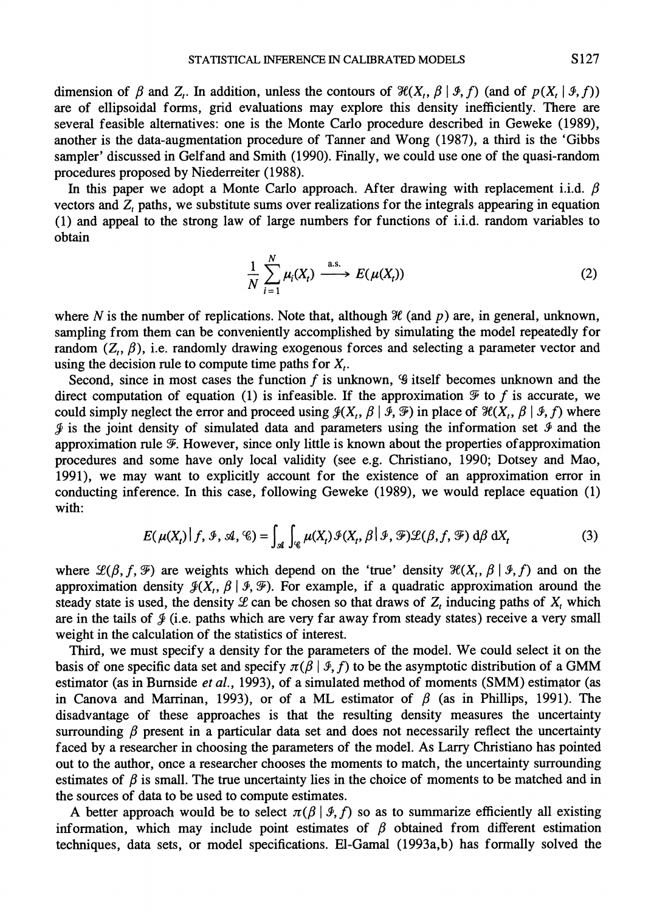dimension of $\beta$ and $Z_t$. In addition, unless the contours of $\mathcal{H}(X_t, \beta \mid \mathcal{I}, f)$ (and of $p(X_t \mid \mathcal{I}, f)$) are of ellipsoidal forms, grid evaluations may explore this density inefficiently. There are several feasible alternatives: one is the Monte Carlo procedure described in Geweke (1989), another is the data-augmentation procedure of Tanner and Wong (1987), a third is the 'Gibbs sampler' discussed in Gelfand and Smith (1990). Finally, we could use one of the quasi-random procedures proposed by Niederreiter (1988).

In this paper we adopt a Monte Carlo approach. After drawing with replacement i.i.d. $\beta$ vectors and $Z_t$ paths, we substitute sums over realizations for the integrals appearing in equation (1) and appeal to the strong law of large numbers for functions of i.i.d. random variables to obtain

$$\frac{1}{N}\sum_{i=1}^{N} \mu_i(X_t) \xrightarrow{\text{a.s.}} E(\mu(X_t)) \tag{2}$$

where $N$ is the number of replications. Note that, although $\mathcal{H}$ (and $p$) are, in general, unknown, sampling from them can be conveniently accomplished by simulating the model repeatedly for random $(Z_t, \beta)$, i.e. randomly drawing exogenous forces and selecting a parameter vector and using the decision rule to compute time paths for $X_t$.

Second, since in most cases the function $f$ is unknown, $\mathcal{G}$ itself becomes unknown and the direct computation of equation (1) is infeasible. If the approximation $\mathcal{F}$ to $f$ is accurate, we could simply neglect the error and proceed using $\mathcal{J}(X_t, \beta \mid \mathcal{I}, \mathcal{F})$ in place of $\mathcal{H}(X_t, \beta \mid \mathcal{I}, f)$ where $\mathcal{J}$ is the joint density of simulated data and parameters using the information set $\mathcal{I}$ and the approximation rule $\mathcal{F}$. However, since only little is known about the properties of approximation procedures and some have only local validity (see e.g. Christiano, 1990; Dotsey and Mao, 1991), we may want to explicitly account for the existence of an approximation error in conducting inference. In this case, following Geweke (1989), we would replace equation (1) with:

$$E(\mu(X_t) \mid f, \mathcal{I}, \mathcal{A}, \mathcal{C}) = \int_{\mathcal{A}} \int_{\mathcal{C}} \mu(X_t)\mathcal{J}(X_t, \beta \mid \mathcal{I}, \mathcal{F})\mathcal{L}(\beta, f, \mathcal{F}) \, \mathrm{d}\beta \, \mathrm{d}X_t \tag{3}$$

where $\mathcal{L}(\beta, f, \mathcal{F})$ are weights which depend on the 'true' density $\mathcal{H}(X_t, \beta \mid \mathcal{I}, f)$ and on the approximation density $\mathcal{J}(X_t, \beta \mid \mathcal{I}, \mathcal{F})$. For example, if a quadratic approximation around the steady state is used, the density $\mathcal{L}$ can be chosen so that draws of $Z_t$ inducing paths of $X_t$ which are in the tails of $\mathcal{J}$ (i.e. paths which are very far away from steady states) receive a very small weight in the calculation of the statistics of interest.

Third, we must specify a density for the parameters of the model. We could select it on the basis of one specific data set and specify $\pi(\beta \mid \mathcal{I}, f)$ to be the asymptotic distribution of a GMM estimator (as in Burnside *et al.*, 1993), of a simulated method of moments (SMM) estimator (as in Canova and Marrinan, 1993), or of a ML estimator of $\beta$ (as in Phillips, 1991). The disadvantage of these approaches is that the resulting density measures the uncertainty surrounding $\beta$ present in a particular data set and does not necessarily reflect the uncertainty faced by a researcher in choosing the parameters of the model. As Larry Christiano has pointed out to the author, once a researcher chooses the moments to match, the uncertainty surrounding estimates of $\beta$ is small. The true uncertainty lies in the choice of moments to be matched and in the sources of data to be used to compute estimates.

A better approach would be to select $\pi(\beta \mid \mathcal{I}, f)$ so as to summarize efficiently all existing information, which may include point estimates of $\beta$ obtained from different estimation techniques, data sets, or model specifications. El-Gamal (1993a,b) has formally solved the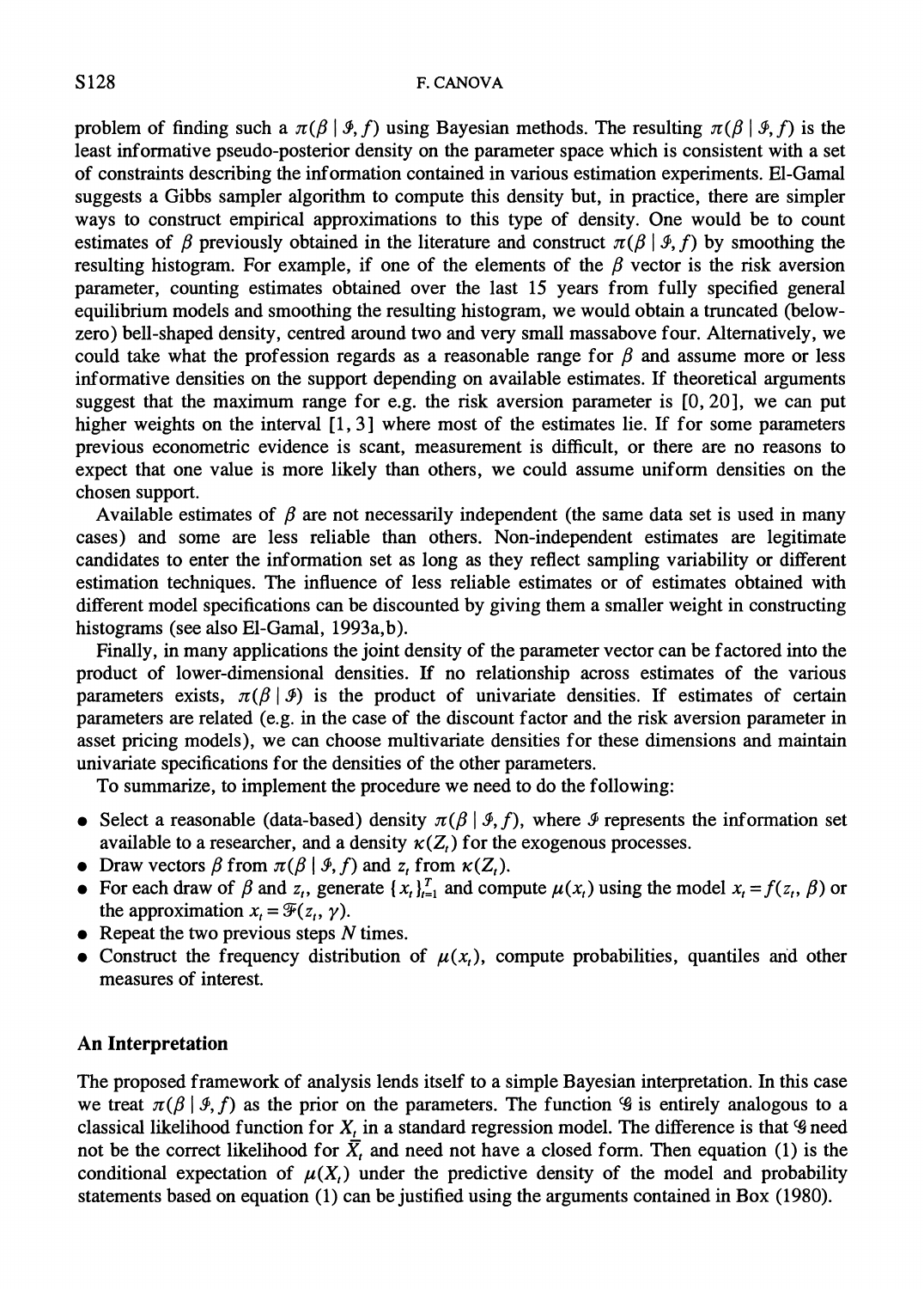problem of finding such a $\pi(\beta \mid \mathcal{I}, f)$ using Bayesian methods. The resulting $\pi(\beta \mid \mathcal{I}, f)$ is the least informative pseudo-posterior density on the parameter space which is consistent with a set of constraints describing the information contained in various estimation experiments. El-Gamal suggests a Gibbs sampler algorithm to compute this density but, in practice, there are simpler ways to construct empirical approximations to this type of density. One would be to count estimates of $\beta$ previously obtained in the literature and construct $\pi(\beta \mid \mathcal{I}, f)$ by smoothing the resulting histogram. For example, if one of the elements of the $\beta$ vector is the risk aversion parameter, counting estimates obtained over the last 15 years from fully specified general equilibrium models and smoothing the resulting histogram, we would obtain a truncated (below-zero) bell-shaped density, centred around two and very small massabove four. Alternatively, we could take what the profession regards as a reasonable range for $\beta$ and assume more or less informative densities on the support depending on available estimates. If theoretical arguments suggest that the maximum range for e.g. the risk aversion parameter is $[0, 20]$, we can put higher weights on the interval $[1, 3]$ where most of the estimates lie. If for some parameters previous econometric evidence is scant, measurement is difficult, or there are no reasons to expect that one value is more likely than others, we could assume uniform densities on the chosen support.

Available estimates of $\beta$ are not necessarily independent (the same data set is used in many cases) and some are less reliable than others. Non-independent estimates are legitimate candidates to enter the information set as long as they reflect sampling variability or different estimation techniques. The influence of less reliable estimates or of estimates obtained with different model specifications can be discounted by giving them a smaller weight in constructing histograms (see also El-Gamal, 1993a,b).

Finally, in many applications the joint density of the parameter vector can be factored into the product of lower-dimensional densities. If no relationship across estimates of the various parameters exists, $\pi(\beta \mid \mathcal{I})$ is the product of univariate densities. If estimates of certain parameters are related (e.g. in the case of the discount factor and the risk aversion parameter in asset pricing models), we can choose multivariate densities for these dimensions and maintain univariate specifications for the densities of the other parameters.

To summarize, to implement the procedure we need to do the following:

- Select a reasonable (data-based) density $\pi(\beta \mid \mathcal{I}, f)$, where $\mathcal{I}$ represents the information set available to a researcher, and a density $\kappa(Z_t)$ for the exogenous processes.
- Draw vectors $\beta$ from $\pi(\beta \mid \mathcal{I}, f)$ and $z_t$ from $\kappa(Z_t)$.
- For each draw of $\beta$ and $z_t$, generate $\{x_t\}_{t=1}^{T}$ and compute $\mu(x_t)$ using the model $x_t = f(z_t, \beta)$ or the approximation $x_t = \mathcal{F}(z_t, \gamma)$.
- Repeat the two previous steps $N$ times.
- Construct the frequency distribution of $\mu(x_t)$, compute probabilities, quantiles and other measures of interest.

## An Interpretation

The proposed framework of analysis lends itself to a simple Bayesian interpretation. In this case we treat $\pi(\beta \mid \mathcal{I}, f)$ as the prior on the parameters. The function $\mathcal{G}$ is entirely analogous to a classical likelihood function for $X_t$ in a standard regression model. The difference is that $\mathcal{G}$ need not be the correct likelihood for $\bar{X}_t$ and need not have a closed form. Then equation (1) is the conditional expectation of $\mu(X_t)$ under the predictive density of the model and probability statements based on equation (1) can be justified using the arguments contained in Box (1980).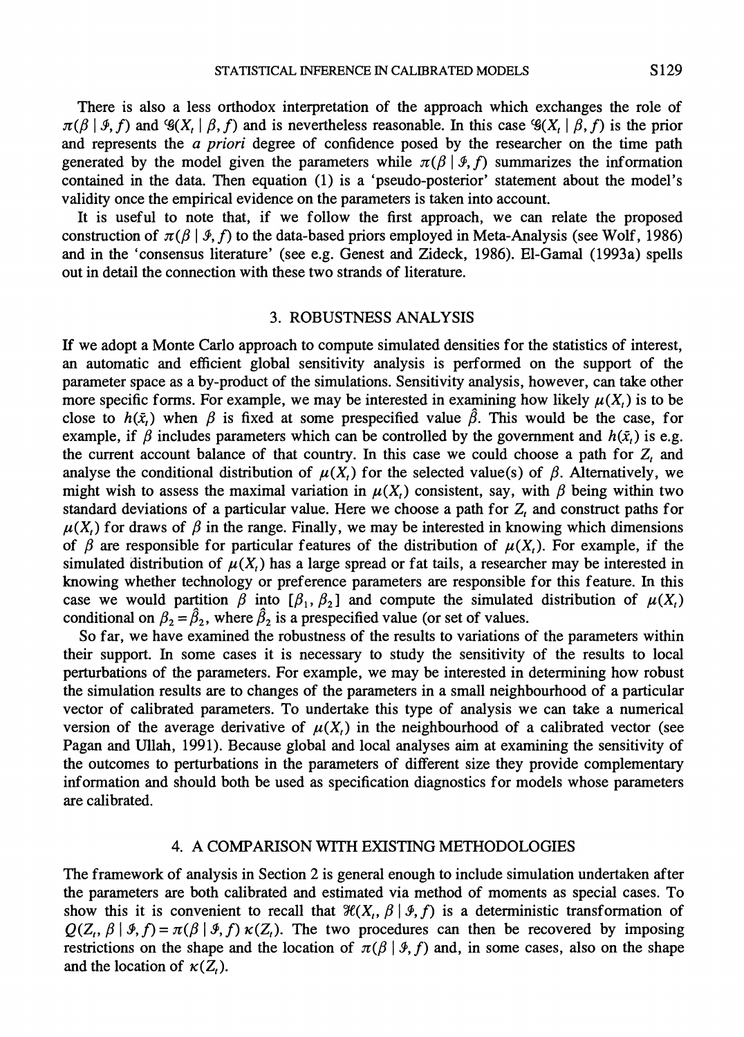There is also a less orthodox interpretation of the approach which exchanges the role of $\pi(\beta \mid \mathcal{I}, f)$ and $\mathcal{G}(X_t \mid \beta, f)$ and is nevertheless reasonable. In this case $\mathcal{G}(X_t \mid \beta, f)$ is the prior and represents the *a priori* degree of confidence posed by the researcher on the time path generated by the model given the parameters while $\pi(\beta \mid \mathcal{I}, f)$ summarizes the information contained in the data. Then equation (1) is a 'pseudo-posterior' statement about the model's validity once the empirical evidence on the parameters is taken into account.

It is useful to note that, if we follow the first approach, we can relate the proposed construction of $\pi(\beta \mid \mathcal{I}, f)$ to the data-based priors employed in Meta-Analysis (see Wolf, 1986) and in the 'consensus literature' (see e.g. Genest and Zideck, 1986). El-Gamal (1993a) spells out in detail the connection with these two strands of literature.

## 3. ROBUSTNESS ANALYSIS

If we adopt a Monte Carlo approach to compute simulated densities for the statistics of interest, an automatic and efficient global sensitivity analysis is performed on the support of the parameter space as a by-product of the simulations. Sensitivity analysis, however, can take other more specific forms. For example, we may be interested in examining how likely $\mu(X_t)$ is to be close to $h(\bar{x}_t)$ when $\beta$ is fixed at some prespecified value $\hat{\beta}$. This would be the case, for example, if $\beta$ includes parameters which can be controlled by the government and $h(\bar{x}_t)$ is e.g. the current account balance of that country. In this case we could choose a path for $Z_t$ and analyse the conditional distribution of $\mu(X_t)$ for the selected value(s) of $\beta$. Alternatively, we might wish to assess the maximal variation in $\mu(X_t)$ consistent, say, with $\beta$ being within two standard deviations of a particular value. Here we choose a path for $Z_t$ and construct paths for $\mu(X_t)$ for draws of $\beta$ in the range. Finally, we may be interested in knowing which dimensions of $\beta$ are responsible for particular features of the distribution of $\mu(X_t)$. For example, if the simulated distribution of $\mu(X_t)$ has a large spread or fat tails, a researcher may be interested in knowing whether technology or preference parameters are responsible for this feature. In this case we would partition $\beta$ into $[\beta_1, \beta_2]$ and compute the simulated distribution of $\mu(X_t)$ conditional on $\beta_2 = \hat{\beta}_2$, where $\hat{\beta}_2$ is a prespecified value (or set of values.

So far, we have examined the robustness of the results to variations of the parameters within their support. In some cases it is necessary to study the sensitivity of the results to local perturbations of the parameters. For example, we may be interested in determining how robust the simulation results are to changes of the parameters in a small neighbourhood of a particular vector of calibrated parameters. To undertake this type of analysis we can take a numerical version of the average derivative of $\mu(X_t)$ in the neighbourhood of a calibrated vector (see Pagan and Ullah, 1991). Because global and local analyses aim at examining the sensitivity of the outcomes to perturbations in the parameters of different size they provide complementary information and should both be used as specification diagnostics for models whose parameters are calibrated.

## 4. A COMPARISON WITH EXISTING METHODOLOGIES

The framework of analysis in Section 2 is general enough to include simulation undertaken after the parameters are both calibrated and estimated via method of moments as special cases. To show this it is convenient to recall that $\mathcal{H}(X_t, \beta \mid \mathcal{I}, f)$ is a deterministic transformation of $Q(Z_t, \beta \mid \mathcal{I}, f) = \pi(\beta \mid \mathcal{I}, f)\, \kappa(Z_t)$. The two procedures can then be recovered by imposing restrictions on the shape and the location of $\pi(\beta \mid \mathcal{I}, f)$ and, in some cases, also on the shape and the location of $\kappa(Z_t)$.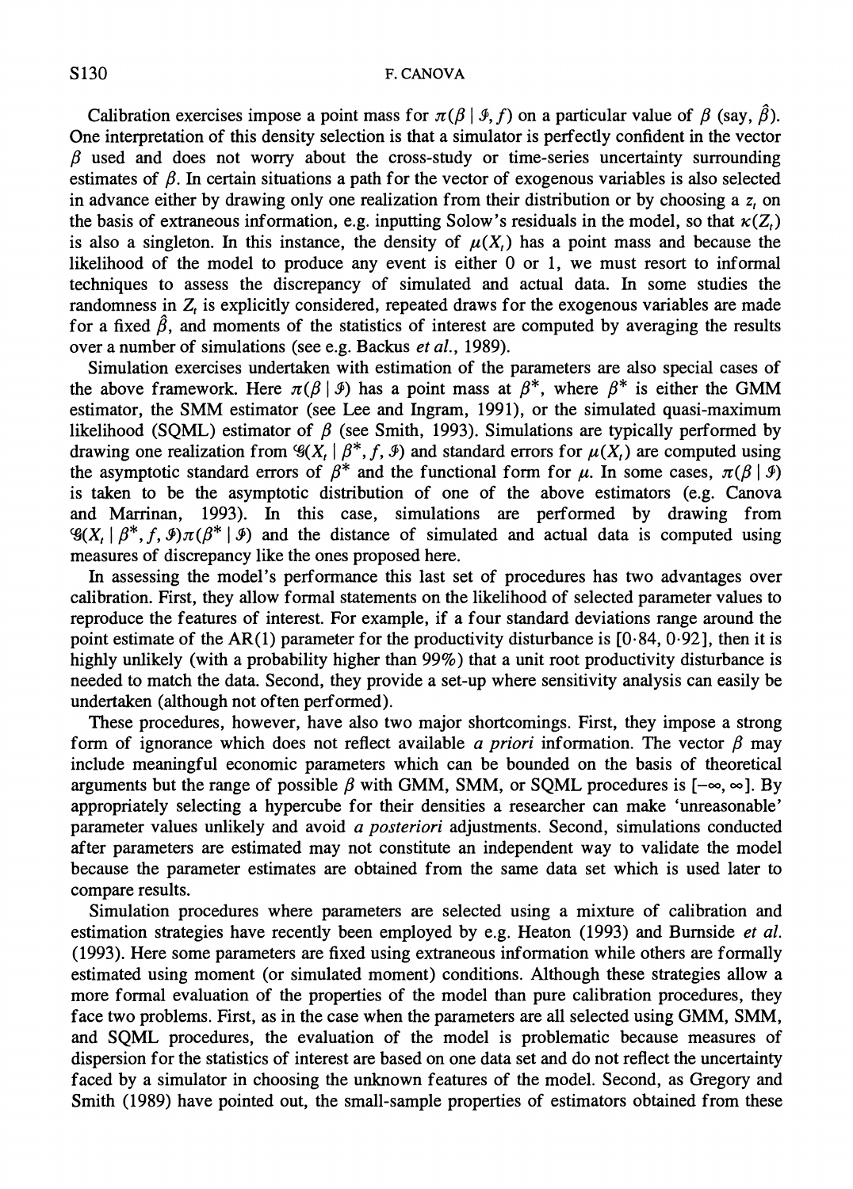Calibration exercises impose a point mass for $\pi(\beta \mid \mathcal{I}, f)$ on a particular value of $\beta$ (say, $\hat{\beta}$). One interpretation of this density selection is that a simulator is perfectly confident in the vector $\beta$ used and does not worry about the cross-study or time-series uncertainty surrounding estimates of $\beta$. In certain situations a path for the vector of exogenous variables is also selected in advance either by drawing only one realization from their distribution or by choosing a $z_t$ on the basis of extraneous information, e.g. inputting Solow's residuals in the model, so that $\kappa(Z_t)$ is also a singleton. In this instance, the density of $\mu(X_t)$ has a point mass and because the likelihood of the model to produce any event is either 0 or 1, we must resort to informal techniques to assess the discrepancy of simulated and actual data. In some studies the randomness in $Z_t$ is explicitly considered, repeated draws for the exogenous variables are made for a fixed $\hat{\beta}$, and moments of the statistics of interest are computed by averaging the results over a number of simulations (see e.g. Backus *et al.*, 1989).

Simulation exercises undertaken with estimation of the parameters are also special cases of the above framework. Here $\pi(\beta \mid \mathcal{I})$ has a point mass at $\beta^*$, where $\beta^*$ is either the GMM estimator, the SMM estimator (see Lee and Ingram, 1991), or the simulated quasi-maximum likelihood (SQML) estimator of $\beta$ (see Smith, 1993). Simulations are typically performed by drawing one realization from $\mathcal{G}(X_t \mid \beta^*, f, \mathcal{I})$ and standard errors for $\mu(X_t)$ are computed using the asymptotic standard errors of $\beta^*$ and the functional form for $\mu$. In some cases, $\pi(\beta \mid \mathcal{I})$ is taken to be the asymptotic distribution of one of the above estimators (e.g. Canova and Marrinan, 1993). In this case, simulations are performed by drawing from $\mathcal{G}(X_t \mid \beta^*, f, \mathcal{I})\pi(\beta^* \mid \mathcal{I})$ and the distance of simulated and actual data is computed using measures of discrepancy like the ones proposed here.

In assessing the model's performance this last set of procedures has two advantages over calibration. First, they allow formal statements on the likelihood of selected parameter values to reproduce the features of interest. For example, if a four standard deviations range around the point estimate of the AR(1) parameter for the productivity disturbance is [0·84, 0·92], then it is highly unlikely (with a probability higher than 99%) that a unit root productivity disturbance is needed to match the data. Second, they provide a set-up where sensitivity analysis can easily be undertaken (although not often performed).

These procedures, however, have also two major shortcomings. First, they impose a strong form of ignorance which does not reflect available *a priori* information. The vector $\beta$ may include meaningful economic parameters which can be bounded on the basis of theoretical arguments but the range of possible $\beta$ with GMM, SMM, or SQML procedures is $[-\infty, \infty]$. By appropriately selecting a hypercube for their densities a researcher can make 'unreasonable' parameter values unlikely and avoid *a posteriori* adjustments. Second, simulations conducted after parameters are estimated may not constitute an independent way to validate the model because the parameter estimates are obtained from the same data set which is used later to compare results.

Simulation procedures where parameters are selected using a mixture of calibration and estimation strategies have recently been employed by e.g. Heaton (1993) and Burnside *et al.* (1993). Here some parameters are fixed using extraneous information while others are formally estimated using moment (or simulated moment) conditions. Although these strategies allow a more formal evaluation of the properties of the model than pure calibration procedures, they face two problems. First, as in the case when the parameters are all selected using GMM, SMM, and SQML procedures, the evaluation of the model is problematic because measures of dispersion for the statistics of interest are based on one data set and do not reflect the uncertainty faced by a simulator in choosing the unknown features of the model. Second, as Gregory and Smith (1989) have pointed out, the small-sample properties of estimators obtained from these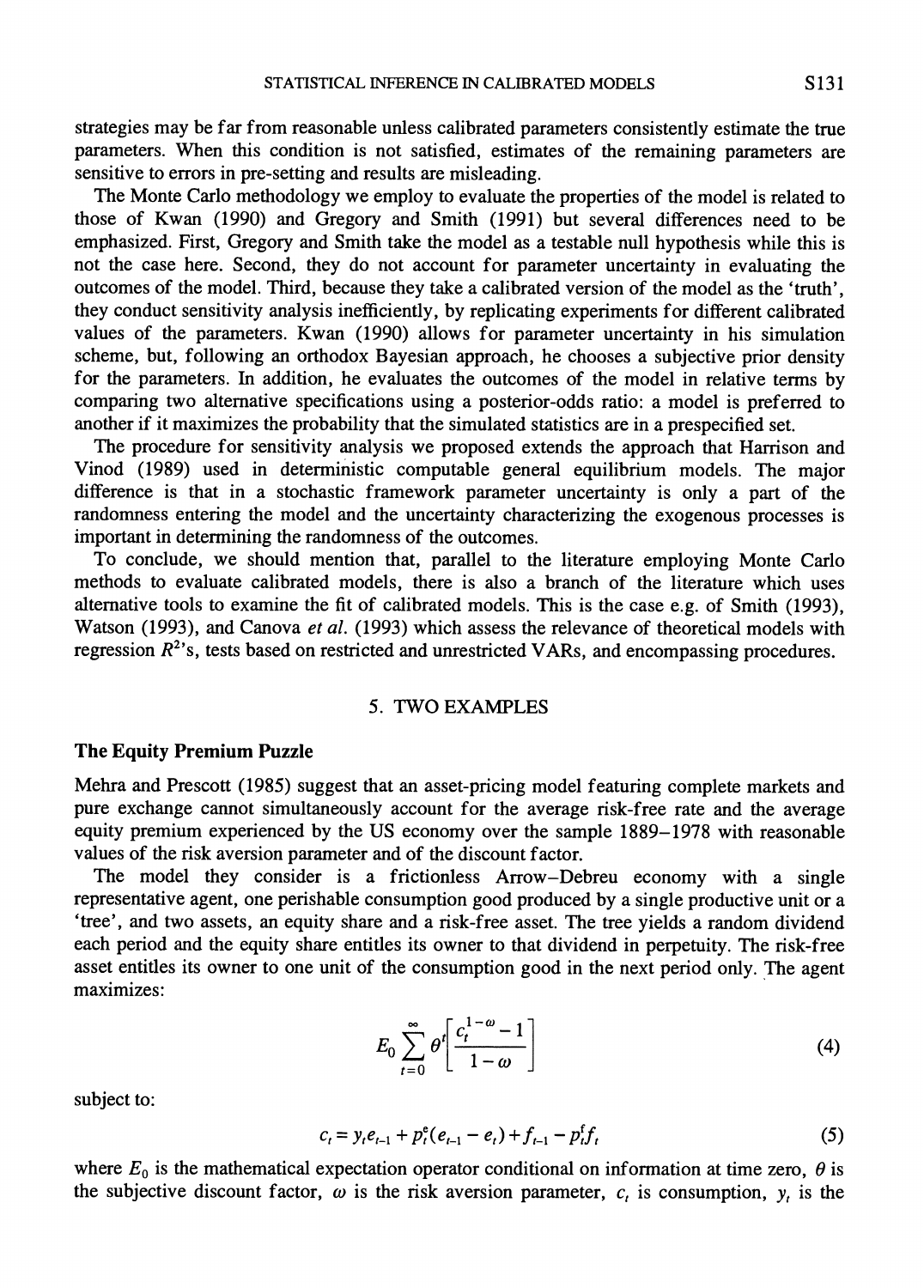strategies may be far from reasonable unless calibrated parameters consistently estimate the true parameters. When this condition is not satisfied, estimates of the remaining parameters are sensitive to errors in pre-setting and results are misleading.

The Monte Carlo methodology we employ to evaluate the properties of the model is related to those of Kwan (1990) and Gregory and Smith (1991) but several differences need to be emphasized. First, Gregory and Smith take the model as a testable null hypothesis while this is not the case here. Second, they do not account for parameter uncertainty in evaluating the outcomes of the model. Third, because they take a calibrated version of the model as the 'truth', they conduct sensitivity analysis inefficiently, by replicating experiments for different calibrated values of the parameters. Kwan (1990) allows for parameter uncertainty in his simulation scheme, but, following an orthodox Bayesian approach, he chooses a subjective prior density for the parameters. In addition, he evaluates the outcomes of the model in relative terms by comparing two alternative specifications using a posterior-odds ratio: a model is preferred to another if it maximizes the probability that the simulated statistics are in a prespecified set.

The procedure for sensitivity analysis we proposed extends the approach that Harrison and Vinod (1989) used in deterministic computable general equilibrium models. The major difference is that in a stochastic framework parameter uncertainty is only a part of the randomness entering the model and the uncertainty characterizing the exogenous processes is important in determining the randomness of the outcomes.

To conclude, we should mention that, parallel to the literature employing Monte Carlo methods to evaluate calibrated models, there is also a branch of the literature which uses alternative tools to examine the fit of calibrated models. This is the case e.g. of Smith (1993), Watson (1993), and Canova *et al.* (1993) which assess the relevance of theoretical models with regression $R^2$'s, tests based on restricted and unrestricted VARs, and encompassing procedures.

## 5. TWO EXAMPLES

### The Equity Premium Puzzle

Mehra and Prescott (1985) suggest that an asset-pricing model featuring complete markets and pure exchange cannot simultaneously account for the average risk-free rate and the average equity premium experienced by the US economy over the sample 1889–1978 with reasonable values of the risk aversion parameter and of the discount factor.

The model they consider is a frictionless Arrow–Debreu economy with a single representative agent, one perishable consumption good produced by a single productive unit or a 'tree', and two assets, an equity share and a risk-free asset. The tree yields a random dividend each period and the equity share entitles its owner to that dividend in perpetuity. The risk-free asset entitles its owner to one unit of the consumption good in the next period only. The agent maximizes:

$$E_0 \sum_{t=0}^{\infty} \theta^t \left[ \frac{c_t^{1-\omega} - 1}{1-\omega} \right] \tag{4}$$

subject to:

$$c_t = y_t e_{t-1} + p_t^e (e_{t-1} - e_t) + f_{t-1} - p_t^f f_t \tag{5}$$

where $E_0$ is the mathematical expectation operator conditional on information at time zero, $\theta$ is the subjective discount factor, $\omega$ is the risk aversion parameter, $c_t$ is consumption, $y_t$ is the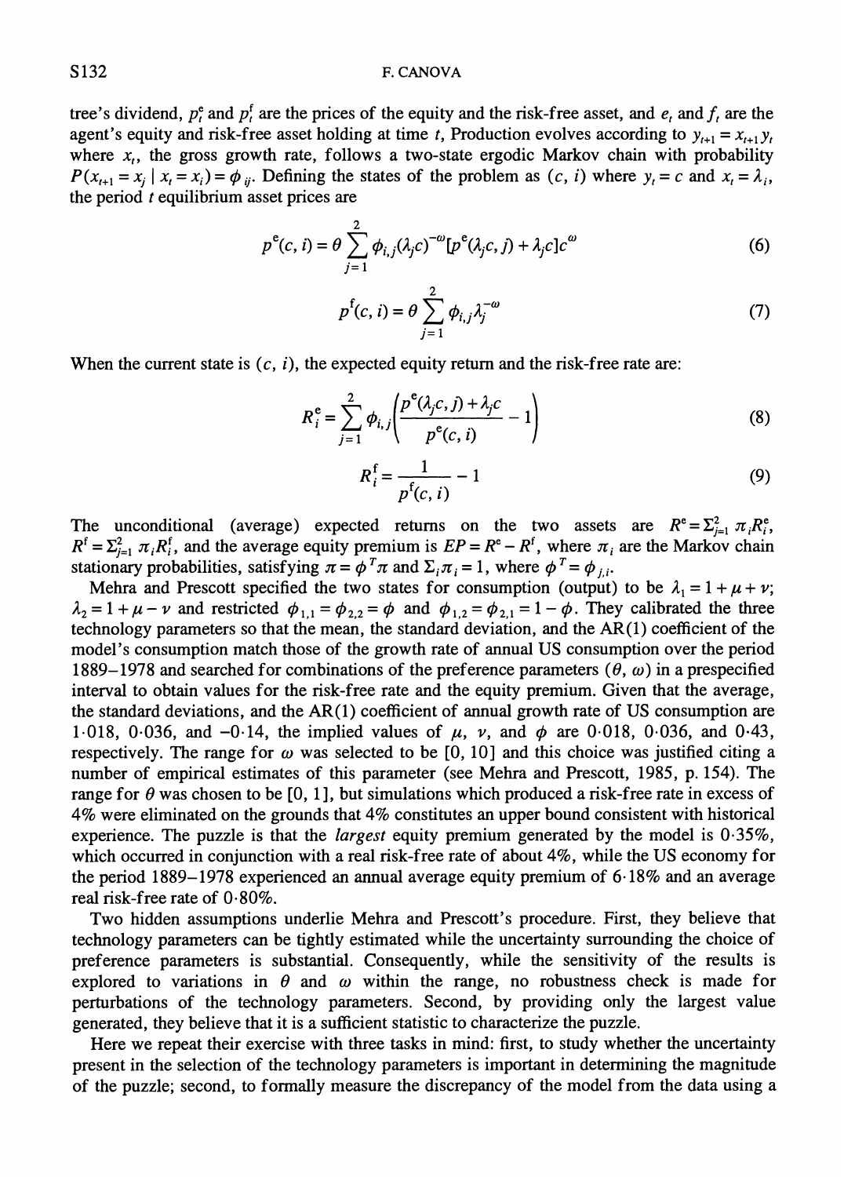tree's dividend, $p_t^e$ and $p_t^f$ are the prices of the equity and the risk-free asset, and $e_t$ and $f_t$ are the agent's equity and risk-free asset holding at time $t$, Production evolves according to $y_{t+1} = x_{t+1} y_t$ where $x_t$, the gross growth rate, follows a two-state ergodic Markov chain with probability $P(x_{t+1} = x_j \mid x_t = x_i) = \phi_{ij}$. Defining the states of the problem as $(c, i)$ where $y_t = c$ and $x_t = \lambda_i$, the period $t$ equilibrium asset prices are

$$p^e(c, i) = \theta \sum_{j=1}^{2} \phi_{i,j} (\lambda_j c)^{-\omega} [p^e(\lambda_j c, j) + \lambda_j c] c^{\omega} \tag{6}$$

$$p^f(c, i) = \theta \sum_{j=1}^{2} \phi_{i,j} \lambda_j^{-\omega} \tag{7}$$

When the current state is $(c, i)$, the expected equity return and the risk-free rate are:

$$R_i^e = \sum_{j=1}^{2} \phi_{i,j} \left( \frac{p^e(\lambda_j c, j) + \lambda_j c}{p^e(c, i)} - 1 \right) \tag{8}$$

$$R_i^f = \frac{1}{p^f(c, i)} - 1 \tag{9}$$

The unconditional (average) expected returns on the two assets are $R^e = \Sigma_{j=1}^2 \pi_i R_i^e$, $R^f = \Sigma_{j=1}^2 \pi_i R_i^f$, and the average equity premium is $EP = R^e - R^f$, where $\pi_i$ are the Markov chain stationary probabilities, satisfying $\pi = \phi^T \pi$ and $\Sigma_i \pi_i = 1$, where $\phi^T = \phi_{j,i}$.

Mehra and Prescott specified the two states for consumption (output) to be $\lambda_1 = 1 + \mu + \nu$; $\lambda_2 = 1 + \mu - \nu$ and restricted $\phi_{1,1} = \phi_{2,2} = \phi$ and $\phi_{1,2} = \phi_{2,1} = 1 - \phi$. They calibrated the three technology parameters so that the mean, the standard deviation, and the AR(1) coefficient of the model's consumption match those of the growth rate of annual US consumption over the period 1889–1978 and searched for combinations of the preference parameters $(\theta, \omega)$ in a prespecified interval to obtain values for the risk-free rate and the equity premium. Given that the average, the standard deviations, and the AR(1) coefficient of annual growth rate of US consumption are 1·018, 0·036, and −0·14, the implied values of $\mu$, $\nu$, and $\phi$ are 0·018, 0·036, and 0·43, respectively. The range for $\omega$ was selected to be [0, 10] and this choice was justified citing a number of empirical estimates of this parameter (see Mehra and Prescott, 1985, p. 154). The range for $\theta$ was chosen to be [0, 1], but simulations which produced a risk-free rate in excess of 4% were eliminated on the grounds that 4% constitutes an upper bound consistent with historical experience. The puzzle is that the *largest* equity premium generated by the model is 0·35%, which occurred in conjunction with a real risk-free rate of about 4%, while the US economy for the period 1889–1978 experienced an annual average equity premium of 6·18% and an average real risk-free rate of 0·80%.

Two hidden assumptions underlie Mehra and Prescott's procedure. First, they believe that technology parameters can be tightly estimated while the uncertainty surrounding the choice of preference parameters is substantial. Consequently, while the sensitivity of the results is explored to variations in $\theta$ and $\omega$ within the range, no robustness check is made for perturbations of the technology parameters. Second, by providing only the largest value generated, they believe that it is a sufficient statistic to characterize the puzzle.

Here we repeat their exercise with three tasks in mind: first, to study whether the uncertainty present in the selection of the technology parameters is important in determining the magnitude of the puzzle; second, to formally measure the discrepancy of the model from the data using a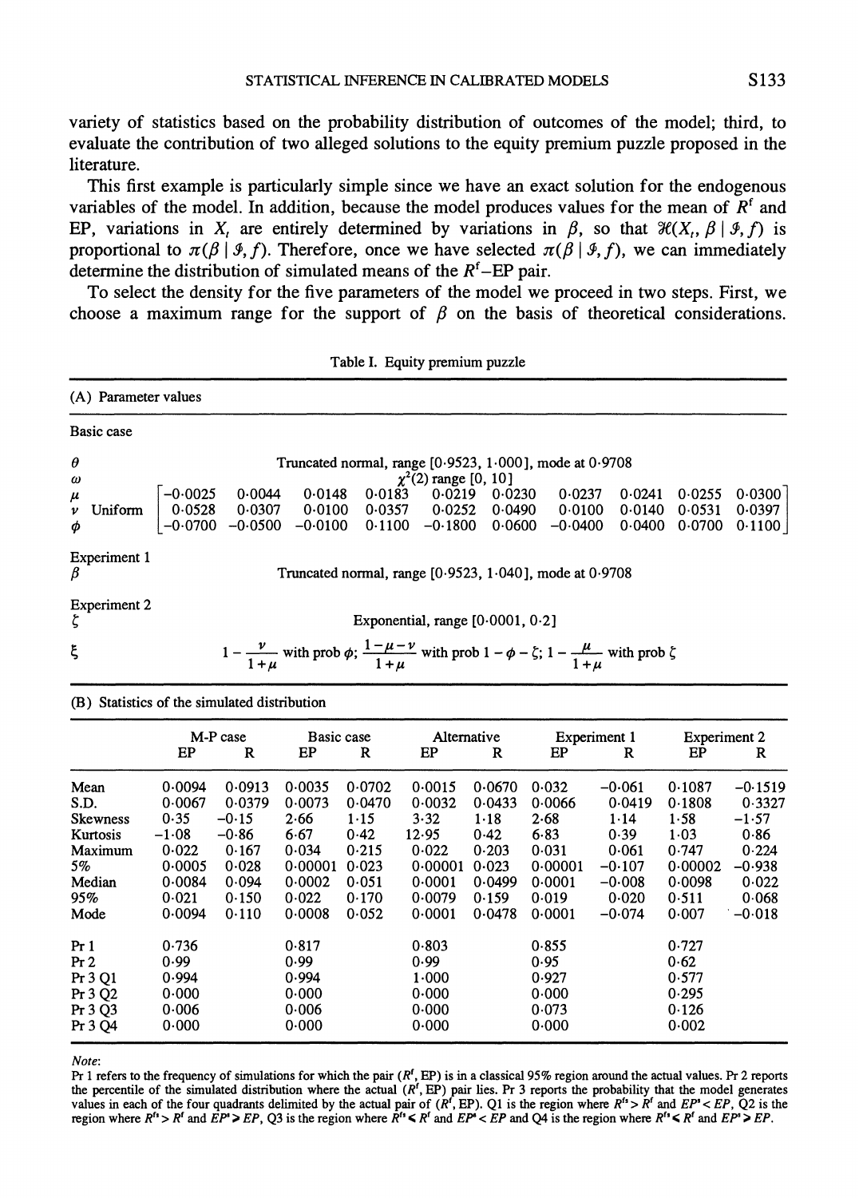variety of statistics based on the probability distribution of outcomes of the model; third, to evaluate the contribution of two alleged solutions to the equity premium puzzle proposed in the literature.

This first example is particularly simple since we have an exact solution for the endogenous variables of the model. In addition, because the model produces values for the mean of $R^f$ and EP, variations in $X_t$ are entirely determined by variations in $\beta$, so that $\mathcal{H}(X_t, \beta \mid \mathcal{I}, f)$ is proportional to $\pi(\beta \mid \mathcal{I}, f)$. Therefore, once we have selected $\pi(\beta \mid \mathcal{I}, f)$, we can immediately determine the distribution of simulated means of the $R^f$–EP pair.

To select the density for the five parameters of the model we proceed in two steps. First, we choose a maximum range for the support of $\beta$ on the basis of theoretical considerations.

Table I. Equity premium puzzle

(A) Parameter values

| | | | | | | | | | | | |
|---|---|---|---|---|---|---|---|---|---|---|---|
| **Basic case** | | | | | | | | | | | |
| $\theta$ | | Truncated normal, range [0·9523, 1·000], mode at 0·9708 | | | | | | | | | |
| $\omega$ | | $\chi^2(2)$ range [0, 10] | | | | | | | | | |
| $\mu$ | | −0·0025 | 0·0044 | 0·0148 | 0·0183 | 0·0219 | 0·0230 | 0·0237 | 0·0241 | 0·0255 | 0·0300 |
| $\nu$ | Uniform | 0·0528 | 0·0307 | 0·0100 | 0·0357 | 0·0252 | 0·0490 | 0·0100 | 0·0140 | 0·0531 | 0·0397 |
| $\phi$ | | −0·0700 | −0·0500 | −0·0100 | 0·1100 | −0·1800 | 0·0600 | −0·0400 | 0·0400 | 0·0700 | 0·1100 |
| **Experiment 1** | | | | | | | | | | | |
| $\beta$ | | Truncated normal, range [0·9523, 1·040], mode at 0·9708 | | | | | | | | | |
| **Experiment 2** | | | | | | | | | | | |
| $\zeta$ | | Exponential, range [0·0001, 0·2] | | | | | | | | | |
| $\xi$ | | $1-\frac{\nu}{1+\mu}$ with prob $\phi$; $\frac{1-\mu-\nu}{1+\mu}$ with prob $1-\phi-\zeta$; $1-\frac{\mu}{1+\mu}$ with prob $\zeta$ | | | | | | | | | |

(B) Statistics of the simulated distribution

| | M-P case | | Basic case | | Alternative | | Experiment 1 | | Experiment 2 | |
|---|---|---|---|---|---|---|---|---|---|---|
| | EP | R | EP | R | EP | R | EP | R | EP | R |
| Mean | 0·0094 | 0·0913 | 0·0035 | 0·0702 | 0·0015 | 0·0670 | 0·032 | −0·061 | 0·1087 | −0·1519 |
| S.D. | 0·0067 | 0·0379 | 0·0073 | 0·0470 | 0·0032 | 0·0433 | 0·0066 | 0·0419 | 0·1808 | 0·3327 |
| Skewness | 0·35 | −0·15 | 2·66 | 1·15 | 3·32 | 1·18 | 2·68 | 1·14 | 1·58 | −1·57 |
| Kurtosis | −1·08 | −0·86 | 6·67 | 0·42 | 12·95 | 0·42 | 6·83 | 0·39 | 1·03 | 0·86 |
| Maximum | 0·022 | 0·167 | 0·034 | 0·215 | 0·022 | 0·203 | 0·031 | 0·061 | 0·747 | 0·224 |
| 5% | 0·0005 | 0·028 | 0·00001 | 0·023 | 0·00001 | 0·023 | 0·00001 | −0·107 | 0·00002 | −0·938 |
| Median | 0·0084 | 0·094 | 0·0002 | 0·051 | 0·0001 | 0·0499 | 0·0001 | −0·008 | 0·0098 | 0·022 |
| 95% | 0·021 | 0·150 | 0·022 | 0·170 | 0·0079 | 0·159 | 0·019 | 0·020 | 0·511 | 0·068 |
| Mode | 0·0094 | 0·110 | 0·0008 | 0·052 | 0·0001 | 0·0478 | 0·0001 | −0·074 | 0·007 | −0·018 |
| Pr 1 | 0·736 | | 0·817 | | 0·803 | | 0·855 | | 0·727 | |
| Pr 2 | 0·99 | | 0·99 | | 0·99 | | 0·95 | | 0·62 | |
| Pr 3 Q1 | 0·994 | | 0·994 | | 1·000 | | 0·927 | | 0·577 | |
| Pr 3 Q2 | 0·000 | | 0·000 | | 0·000 | | 0·000 | | 0·295 | |
| Pr 3 Q3 | 0·006 | | 0·006 | | 0·000 | | 0·073 | | 0·126 | |
| Pr 3 Q4 | 0·000 | | 0·000 | | 0·000 | | 0·000 | | 0·002 | |

*Note*:
Pr 1 refers to the frequency of simulations for which the pair ($R^f$, EP) is in a classical 95% region around the actual values. Pr 2 reports the percentile of the simulated distribution where the actual ($R^f$, EP) pair lies. Pr 3 reports the probability that the model generates values in each of the four quadrants delimited by the actual pair of ($R^f$, EP). Q1 is the region where $R^{fs} > R^f$ and $EP^s < EP$, Q2 is the region where $R^{fs} > R^f$ and $EP^s > EP$, Q3 is the region where $R^{fs} \leq R^f$ and $EP^s < EP$ and Q4 is the region where $R^{fs} \leq R^f$ and $EP^s > EP$.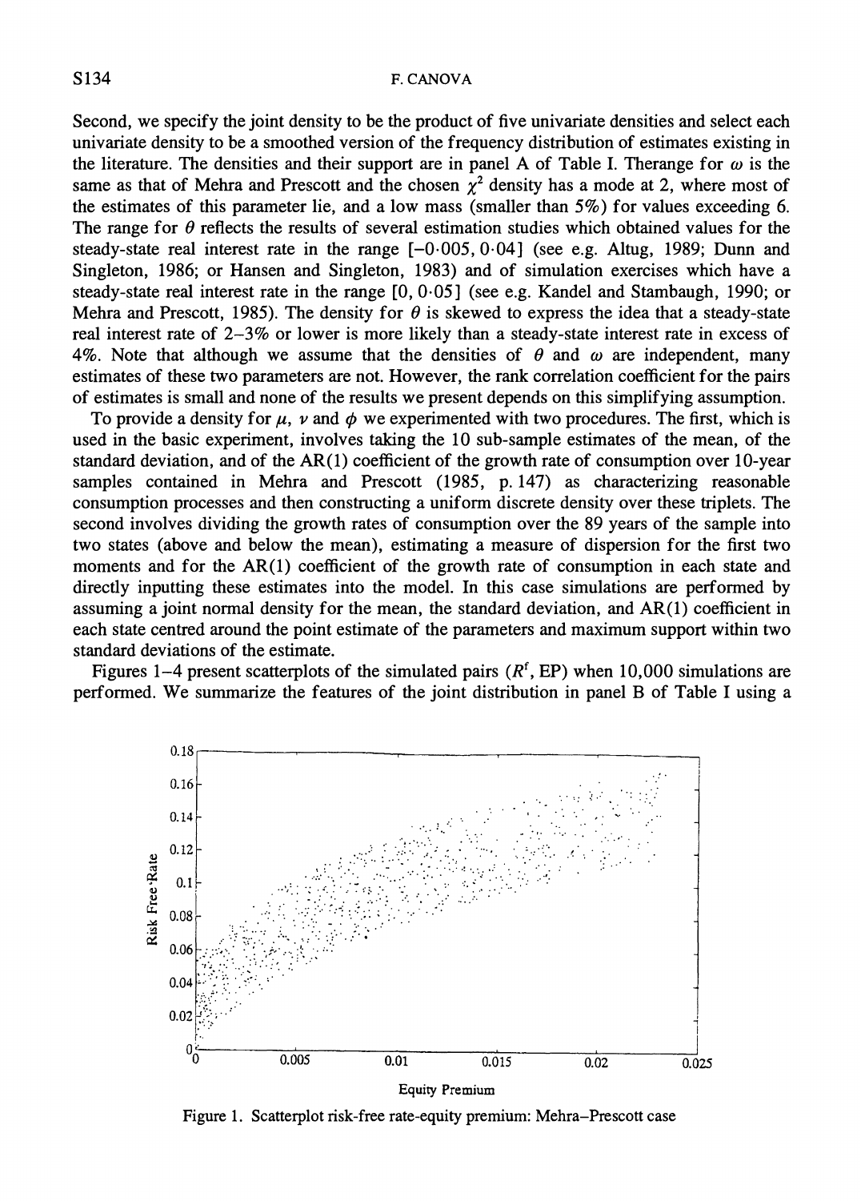Second, we specify the joint density to be the product of five univariate densities and select each univariate density to be a smoothed version of the frequency distribution of estimates existing in the literature. The densities and their support are in panel A of Table I. Therange for $\omega$ is the same as that of Mehra and Prescott and the chosen $\chi^2$ density has a mode at 2, where most of the estimates of this parameter lie, and a low mass (smaller than 5%) for values exceeding 6. The range for $\theta$ reflects the results of several estimation studies which obtained values for the steady-state real interest rate in the range [−0·005, 0·04] (see e.g. Altug, 1989; Dunn and Singleton, 1986; or Hansen and Singleton, 1983) and of simulation exercises which have a steady-state real interest rate in the range [0, 0·05] (see e.g. Kandel and Stambaugh, 1990; or Mehra and Prescott, 1985). The density for $\theta$ is skewed to express the idea that a steady-state real interest rate of 2–3% or lower is more likely than a steady-state interest rate in excess of 4%. Note that although we assume that the densities of $\theta$ and $\omega$ are independent, many estimates of these two parameters are not. However, the rank correlation coefficient for the pairs of estimates is small and none of the results we present depends on this simplifying assumption.

To provide a density for $\mu$, $\nu$ and $\phi$ we experimented with two procedures. The first, which is used in the basic experiment, involves taking the 10 sub-sample estimates of the mean, of the standard deviation, and of the AR(1) coefficient of the growth rate of consumption over 10-year samples contained in Mehra and Prescott (1985, p. 147) as characterizing reasonable consumption processes and then constructing a uniform discrete density over these triplets. The second involves dividing the growth rates of consumption over the 89 years of the sample into two states (above and below the mean), estimating a measure of dispersion for the first two moments and for the AR(1) coefficient of the growth rate of consumption in each state and directly inputting these estimates into the model. In this case simulations are performed by assuming a joint normal density for the mean, the standard deviation, and AR(1) coefficient in each state centred around the point estimate of the parameters and maximum support within two standard deviations of the estimate.

Figures 1–4 present scatterplots of the simulated pairs ($R^f$, EP) when 10,000 simulations are performed. We summarize the features of the joint distribution in panel B of Table I using a

Figure 1. Scatterplot risk-free rate-equity premium: Mehra–Prescott case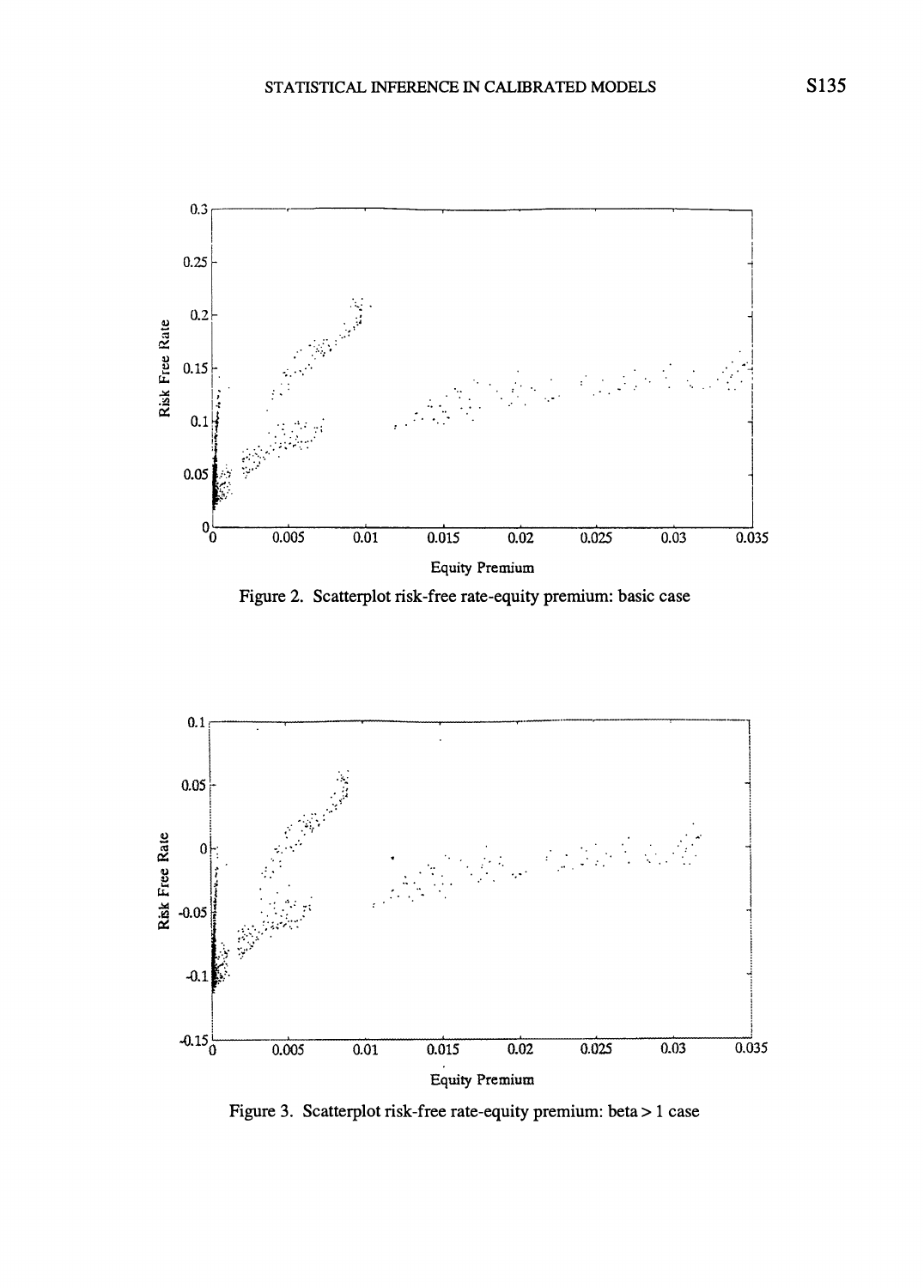Figure 2. Scatterplot risk-free rate-equity premium: basic case

Figure 3. Scatterplot risk-free rate-equity premium: beta > 1 case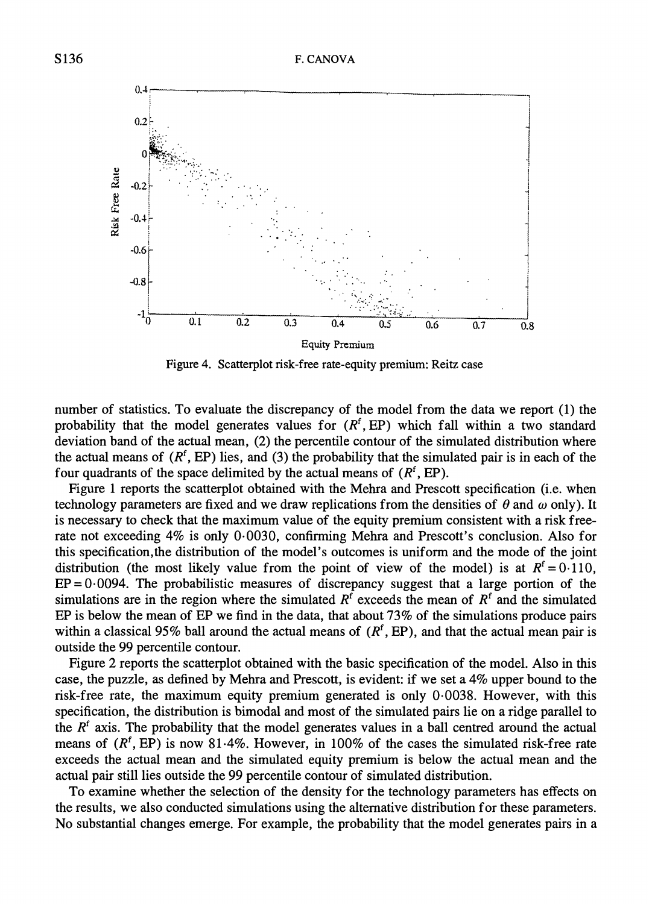Figure 4. Scatterplot risk-free rate-equity premium: Reitz case

number of statistics. To evaluate the discrepancy of the model from the data we report (1) the probability that the model generates values for ($R^f$, EP) which fall within a two standard deviation band of the actual mean, (2) the percentile contour of the simulated distribution where the actual means of ($R^f$, EP) lies, and (3) the probability that the simulated pair is in each of the four quadrants of the space delimited by the actual means of ($R^f$, EP).

Figure 1 reports the scatterplot obtained with the Mehra and Prescott specification (i.e. when technology parameters are fixed and we draw replications from the densities of $\theta$ and $\omega$ only). It is necessary to check that the maximum value of the equity premium consistent with a risk free-rate not exceeding 4% is only 0·0030, confirming Mehra and Prescott's conclusion. Also for this specification,the distribution of the model's outcomes is uniform and the mode of the joint distribution (the most likely value from the point of view of the model) is at $R^f = 0{\cdot}110$, $\mathrm{EP} = 0{\cdot}0094$. The probabilistic measures of discrepancy suggest that a large portion of the simulations are in the region where the simulated $R^f$ exceeds the mean of $R^f$ and the simulated EP is below the mean of EP we find in the data, that about 73% of the simulations produce pairs within a classical 95% ball around the actual means of ($R^f$, EP), and that the actual mean pair is outside the 99 percentile contour.

Figure 2 reports the scatterplot obtained with the basic specification of the model. Also in this case, the puzzle, as defined by Mehra and Prescott, is evident: if we set a 4% upper bound to the risk-free rate, the maximum equity premium generated is only 0·0038. However, with this specification, the distribution is bimodal and most of the simulated pairs lie on a ridge parallel to the $R^f$ axis. The probability that the model generates values in a ball centred around the actual means of ($R^f$, EP) is now 81·4%. However, in 100% of the cases the simulated risk-free rate exceeds the actual mean and the simulated equity premium is below the actual mean and the actual pair still lies outside the 99 percentile contour of simulated distribution.

To examine whether the selection of the density for the technology parameters has effects on the results, we also conducted simulations using the alternative distribution for these parameters. No substantial changes emerge. For example, the probability that the model generates pairs in a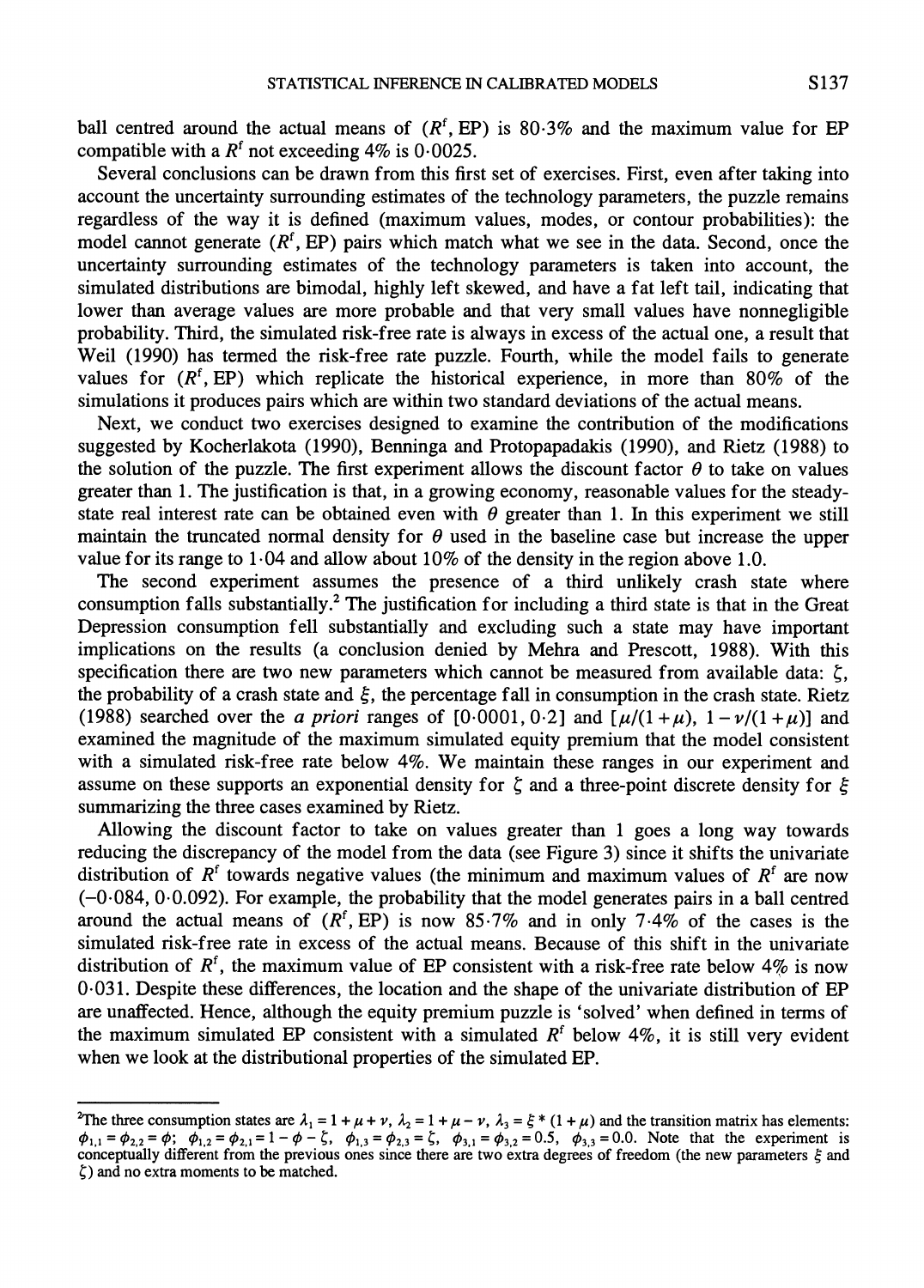ball centred around the actual means of $(R^f, \mathrm{EP})$ is 80·3% and the maximum value for EP compatible with a $R^f$ not exceeding 4% is 0·0025.

Several conclusions can be drawn from this first set of exercises. First, even after taking into account the uncertainty surrounding estimates of the technology parameters, the puzzle remains regardless of the way it is defined (maximum values, modes, or contour probabilities): the model cannot generate $(R^f, \mathrm{EP})$ pairs which match what we see in the data. Second, once the uncertainty surrounding estimates of the technology parameters is taken into account, the simulated distributions are bimodal, highly left skewed, and have a fat left tail, indicating that lower than average values are more probable and that very small values have nonnegligible probability. Third, the simulated risk-free rate is always in excess of the actual one, a result that Weil (1990) has termed the risk-free rate puzzle. Fourth, while the model fails to generate values for $(R^f, \mathrm{EP})$ which replicate the historical experience, in more than 80% of the simulations it produces pairs which are within two standard deviations of the actual means.

Next, we conduct two exercises designed to examine the contribution of the modifications suggested by Kocherlakota (1990), Benninga and Protopapadakis (1990), and Rietz (1988) to the solution of the puzzle. The first experiment allows the discount factor $\theta$ to take on values greater than 1. The justification is that, in a growing economy, reasonable values for the steady-state real interest rate can be obtained even with $\theta$ greater than 1. In this experiment we still maintain the truncated normal density for $\theta$ used in the baseline case but increase the upper value for its range to 1·04 and allow about 10% of the density in the region above 1.0.

The second experiment assumes the presence of a third unlikely crash state where consumption falls substantially.[2] The justification for including a third state is that in the Great Depression consumption fell substantially and excluding such a state may have important implications on the results (a conclusion denied by Mehra and Prescott, 1988). With this specification there are two new parameters which cannot be measured from available data: $\zeta$, the probability of a crash state and $\xi$, the percentage fall in consumption in the crash state. Rietz (1988) searched over the *a priori* ranges of [0·0001, 0·2] and $[\mu/(1+\mu),\ 1-\nu/(1+\mu)]$ and examined the magnitude of the maximum simulated equity premium that the model consistent with a simulated risk-free rate below 4%. We maintain these ranges in our experiment and assume on these supports an exponential density for $\zeta$ and a three-point discrete density for $\xi$ summarizing the three cases examined by Rietz.

Allowing the discount factor to take on values greater than 1 goes a long way towards reducing the discrepancy of the model from the data (see Figure 3) since it shifts the univariate distribution of $R^f$ towards negative values (the minimum and maximum values of $R^f$ are now (−0·084, 0·0.092). For example, the probability that the model generates pairs in a ball centred around the actual means of $(R^f, \mathrm{EP})$ is now 85·7% and in only 7·4% of the cases is the simulated risk-free rate in excess of the actual means. Because of this shift in the univariate distribution of $R^f$, the maximum value of EP consistent with a risk-free rate below 4% is now 0·031. Despite these differences, the location and the shape of the univariate distribution of EP are unaffected. Hence, although the equity premium puzzle is 'solved' when defined in terms of the maximum simulated EP consistent with a simulated $R^f$ below 4%, it is still very evident when we look at the distributional properties of the simulated EP.

---

[2]The three consumption states are $\lambda_1 = 1 + \mu + \nu$, $\lambda_2 = 1 + \mu - \nu$, $\lambda_3 = \xi * (1 + \mu)$ and the transition matrix has elements: $\phi_{1,1} = \phi_{2,2} = \phi$; $\phi_{1,2} = \phi_{2,1} = 1 - \phi - \zeta$, $\phi_{1,3} = \phi_{2,3} = \zeta$, $\phi_{3,1} = \phi_{3,2} = 0.5$, $\phi_{3,3} = 0.0$. Note that the experiment is conceptually different from the previous ones since there are two extra degrees of freedom (the new parameters $\xi$ and $\zeta$) and no extra moments to be matched.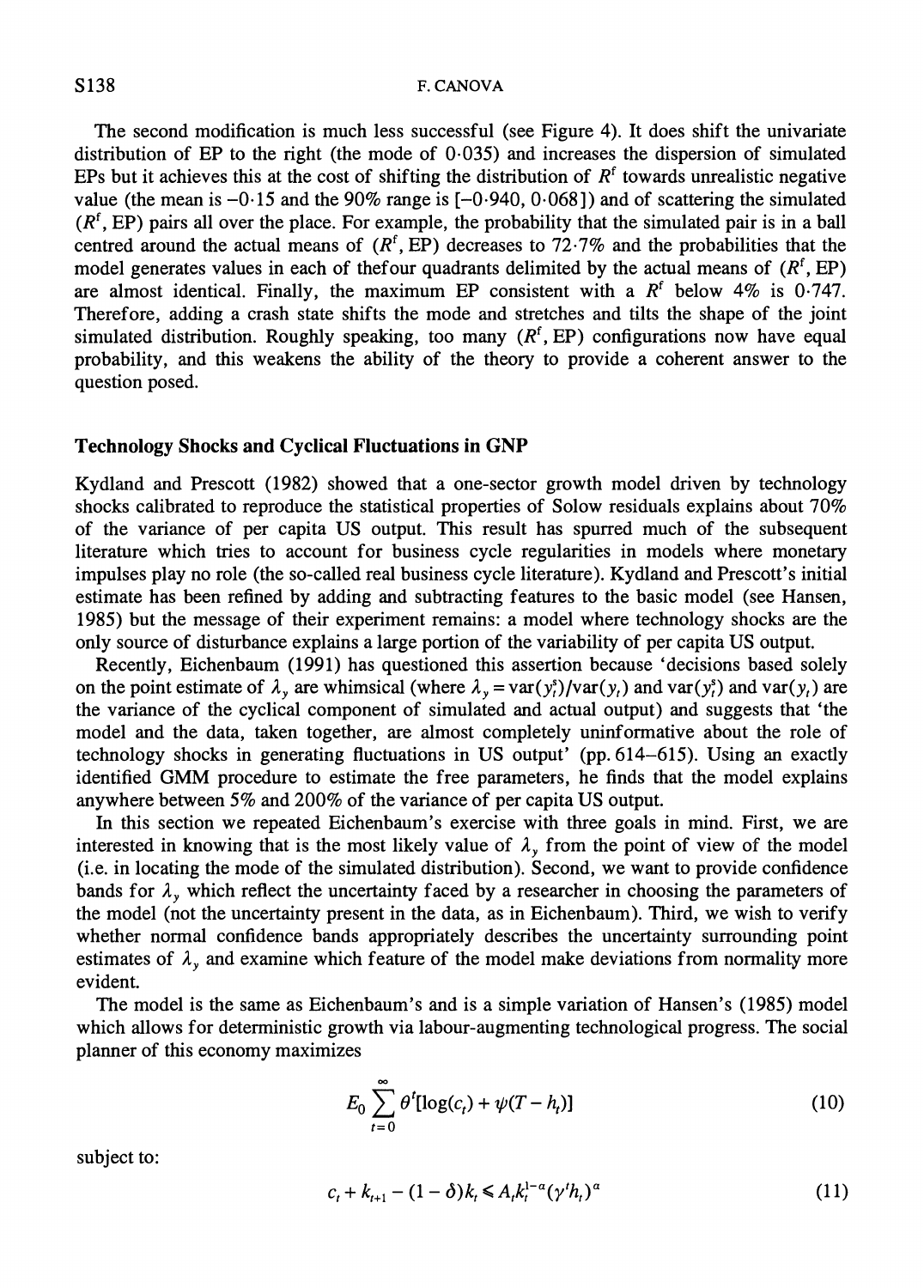The second modification is much less successful (see Figure 4). It does shift the univariate distribution of EP to the right (the mode of 0·035) and increases the dispersion of simulated EPs but it achieves this at the cost of shifting the distribution of $R^f$ towards unrealistic negative value (the mean is −0·15 and the 90% range is [−0·940, 0·068]) and of scattering the simulated ($R^f$, EP) pairs all over the place. For example, the probability that the simulated pair is in a ball centred around the actual means of ($R^f$, EP) decreases to 72·7% and the probabilities that the model generates values in each of thefour quadrants delimited by the actual means of ($R^f$, EP) are almost identical. Finally, the maximum EP consistent with a $R^f$ below 4% is 0·747. Therefore, adding a crash state shifts the mode and stretches and tilts the shape of the joint simulated distribution. Roughly speaking, too many ($R^f$, EP) configurations now have equal probability, and this weakens the ability of the theory to provide a coherent answer to the question posed.

## Technology Shocks and Cyclical Fluctuations in GNP

Kydland and Prescott (1982) showed that a one-sector growth model driven by technology shocks calibrated to reproduce the statistical properties of Solow residuals explains about 70% of the variance of per capita US output. This result has spurred much of the subsequent literature which tries to account for business cycle regularities in models where monetary impulses play no role (the so-called real business cycle literature). Kydland and Prescott's initial estimate has been refined by adding and subtracting features to the basic model (see Hansen, 1985) but the message of their experiment remains: a model where technology shocks are the only source of disturbance explains a large portion of the variability of per capita US output.

Recently, Eichenbaum (1991) has questioned this assertion because 'decisions based solely on the point estimate of $\lambda_y$ are whimsical (where $\lambda_y = \text{var}(y_t^s)/\text{var}(y_t)$ and $\text{var}(y_t^s)$ and $\text{var}(y_t)$ are the variance of the cyclical component of simulated and actual output) and suggests that 'the model and the data, taken together, are almost completely uninformative about the role of technology shocks in generating fluctuations in US output' (pp. 614–615). Using an exactly identified GMM procedure to estimate the free parameters, he finds that the model explains anywhere between 5% and 200% of the variance of per capita US output.

In this section we repeated Eichenbaum's exercise with three goals in mind. First, we are interested in knowing that is the most likely value of $\lambda_y$ from the point of view of the model (i.e. in locating the mode of the simulated distribution). Second, we want to provide confidence bands for $\lambda_y$ which reflect the uncertainty faced by a researcher in choosing the parameters of the model (not the uncertainty present in the data, as in Eichenbaum). Third, we wish to verify whether normal confidence bands appropriately describes the uncertainty surrounding point estimates of $\lambda_y$ and examine which feature of the model make deviations from normality more evident.

The model is the same as Eichenbaum's and is a simple variation of Hansen's (1985) model which allows for deterministic growth via labour-augmenting technological progress. The social planner of this economy maximizes

$$E_0 \sum_{t=0}^{\infty} \theta^t [\log(c_t) + \psi(T - h_t)] \tag{10}$$

subject to:

$$c_t + k_{t+1} - (1-\delta)k_t \leqslant A_t k_t^{1-\alpha} (\gamma^t h_t)^\alpha \tag{11}$$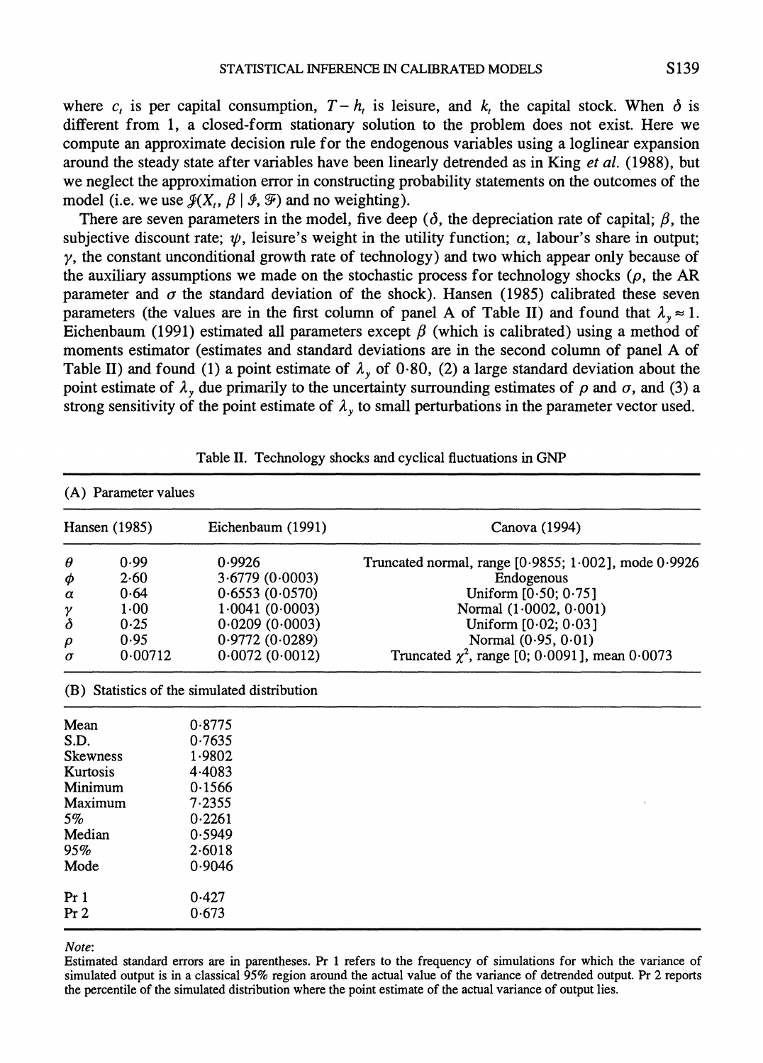where $c_t$ is per capital consumption, $T - h_t$ is leisure, and $k_t$ the capital stock. When $\delta$ is different from 1, a closed-form stationary solution to the problem does not exist. Here we compute an approximate decision rule for the endogenous variables using a loglinear expansion around the steady state after variables have been linearly detrended as in King *et al.* (1988), but we neglect the approximation error in constructing probability statements on the outcomes of the model (i.e. we use $\mathcal{J}(X_t, \beta \mid \mathcal{I}, \mathcal{F})$ and no weighting).

There are seven parameters in the model, five deep ($\delta$, the depreciation rate of capital; $\beta$, the subjective discount rate; $\psi$, leisure's weight in the utility function; $\alpha$, labour's share in output; $\gamma$, the constant unconditional growth rate of technology) and two which appear only because of the auxiliary assumptions we made on the stochastic process for technology shocks ($\rho$, the AR parameter and $\sigma$ the standard deviation of the shock). Hansen (1985) calibrated these seven parameters (the values are in the first column of panel A of Table II) and found that $\lambda_y \approx 1$. Eichenbaum (1991) estimated all parameters except $\beta$ (which is calibrated) using a method of moments estimator (estimates and standard deviations are in the second column of panel A of Table II) and found (1) a point estimate of $\lambda_y$ of 0·80, (2) a large standard deviation about the point estimate of $\lambda_y$ due primarily to the uncertainty surrounding estimates of $\rho$ and $\sigma$, and (3) a strong sensitivity of the point estimate of $\lambda_y$ to small perturbations in the parameter vector used.

Table II. Technology shocks and cyclical fluctuations in GNP

(A) Parameter values

| | Hansen (1985) | Eichenbaum (1991) | Canova (1994) |
|---|---|---|---|
| $\theta$ | 0·99 | 0·9926 | Truncated normal, range [0·9855; 1·002], mode 0·9926 |
| $\phi$ | 2·60 | 3·6779 (0·0003) | Endogenous |
| $\alpha$ | 0·64 | 0·6553 (0·0570) | Uniform [0·50; 0·75] |
| $\gamma$ | 1·00 | 1·0041 (0·0003) | Normal (1·0002, 0·001) |
| $\delta$ | 0·25 | 0·0209 (0·0003) | Uniform [0·02; 0·03] |
| $\rho$ | 0·95 | 0·9772 (0·0289) | Normal (0·95, 0·01) |
| $\sigma$ | 0·00712 | 0·0072 (0·0012) | Truncated $\chi^2$, range [0; 0·0091], mean 0·0073 |

(B) Statistics of the simulated distribution

| | |
|---|---|
| Mean | 0·8775 |
| S.D. | 0·7635 |
| Skewness | 1·9802 |
| Kurtosis | 4·4083 |
| Minimum | 0·1566 |
| Maximum | 7·2355 |
| 5% | 0·2261 |
| Median | 0·5949 |
| 95% | 2·6018 |
| Mode | 0·9046 |
| Pr 1 | 0·427 |
| Pr 2 | 0·673 |

*Note*:
Estimated standard errors are in parentheses. Pr 1 refers to the frequency of simulations for which the variance of simulated output is in a classical 95% region around the actual value of the variance of detrended output. Pr 2 reports the percentile of the simulated distribution where the point estimate of the actual variance of output lies.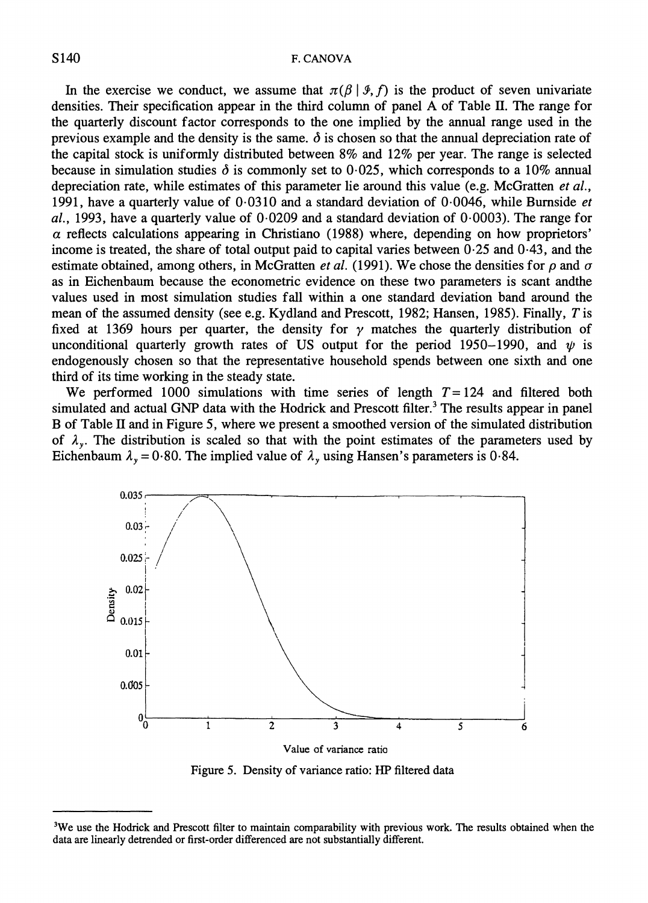In the exercise we conduct, we assume that $\pi(\beta \mid \mathcal{I}, f)$ is the product of seven univariate densities. Their specification appear in the third column of panel A of Table II. The range for the quarterly discount factor corresponds to the one implied by the annual range used in the previous example and the density is the same. $\delta$ is chosen so that the annual depreciation rate of the capital stock is uniformly distributed between 8% and 12% per year. The range is selected because in simulation studies $\delta$ is commonly set to 0·025, which corresponds to a 10% annual depreciation rate, while estimates of this parameter lie around this value (e.g. McGratten *et al.*, 1991, have a quarterly value of 0·0310 and a standard deviation of 0·0046, while Burnside *et al.*, 1993, have a quarterly value of 0·0209 and a standard deviation of 0·0003). The range for $\alpha$ reflects calculations appearing in Christiano (1988) where, depending on how proprietors' income is treated, the share of total output paid to capital varies between 0·25 and 0·43, and the estimate obtained, among others, in McGratten *et al.* (1991). We chose the densities for $\rho$ and $\sigma$ as in Eichenbaum because the econometric evidence on these two parameters is scant andthe values used in most simulation studies fall within a one standard deviation band around the mean of the assumed density (see e.g. Kydland and Prescott, 1982; Hansen, 1985). Finally, $T$ is fixed at 1369 hours per quarter, the density for $\gamma$ matches the quarterly distribution of unconditional quarterly growth rates of US output for the period 1950–1990, and $\psi$ is endogenously chosen so that the representative household spends between one sixth and one third of its time working in the steady state.

We performed 1000 simulations with time series of length $T = 124$ and filtered both simulated and actual GNP data with the Hodrick and Prescott filter.[3] The results appear in panel B of Table II and in Figure 5, where we present a smoothed version of the simulated distribution of $\lambda_y$. The distribution is scaled so that with the point estimates of the parameters used by Eichenbaum $\lambda_y = 0{\cdot}80$. The implied value of $\lambda_y$ using Hansen's parameters is 0·84.

Figure 5. Density of variance ratio: HP filtered data

[3] We use the Hodrick and Prescott filter to maintain comparability with previous work. The results obtained when the data are linearly detrended or first-order differenced are not substantially different.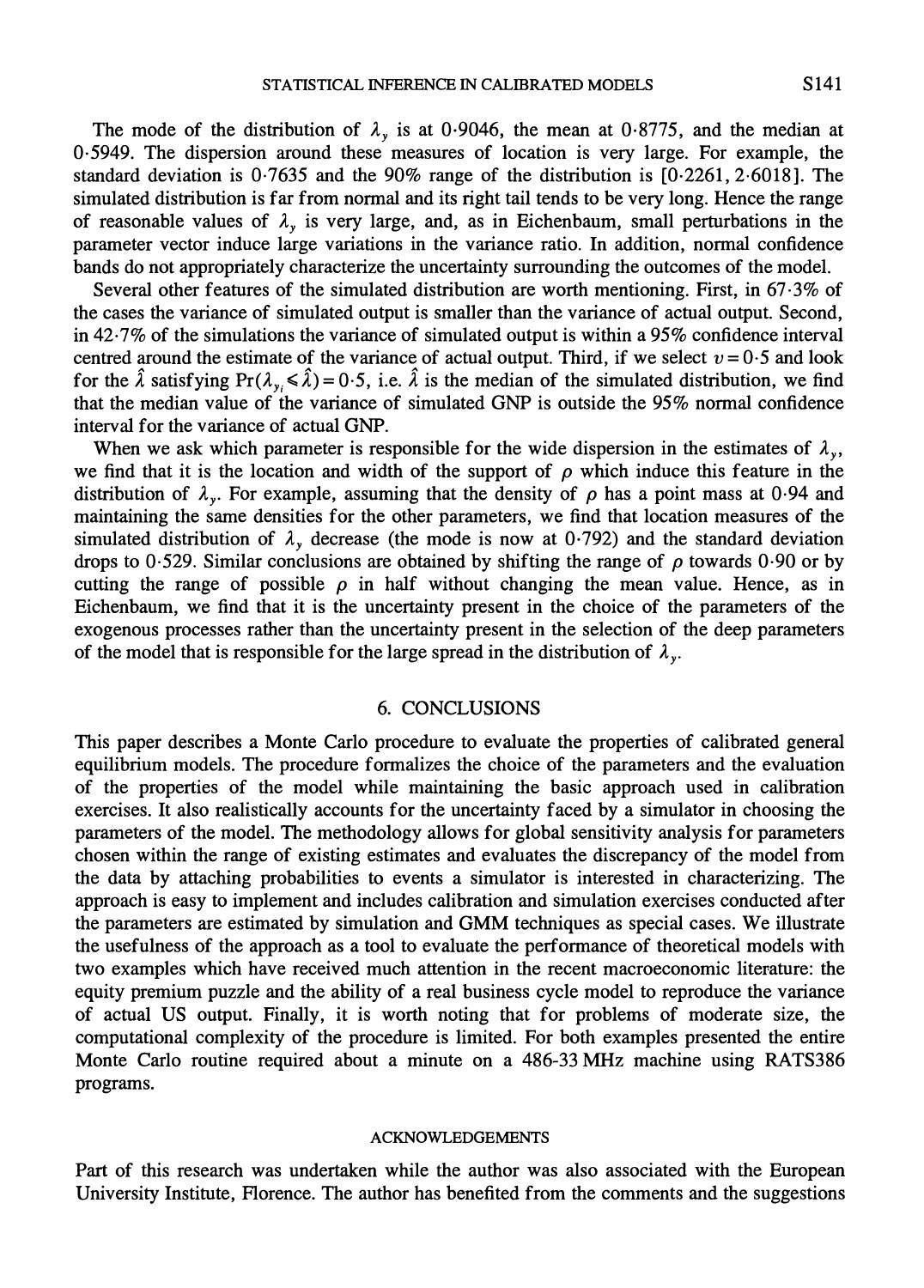The mode of the distribution of $\lambda_y$ is at 0·9046, the mean at 0·8775, and the median at 0·5949. The dispersion around these measures of location is very large. For example, the standard deviation is 0·7635 and the 90% range of the distribution is [0·2261, 2·6018]. The simulated distribution is far from normal and its right tail tends to be very long. Hence the range of reasonable values of $\lambda_y$ is very large, and, as in Eichenbaum, small perturbations in the parameter vector induce large variations in the variance ratio. In addition, normal confidence bands do not appropriately characterize the uncertainty surrounding the outcomes of the model.

Several other features of the simulated distribution are worth mentioning. First, in 67·3% of the cases the variance of simulated output is smaller than the variance of actual output. Second, in 42·7% of the simulations the variance of simulated output is within a 95% confidence interval centred around the estimate of the variance of actual output. Third, if we select $v = 0{\cdot}5$ and look for the $\hat{\lambda}$ satisfying $\Pr(\lambda_{y_i} \leqslant \hat{\lambda}) = 0{\cdot}5$, i.e. $\hat{\lambda}$ is the median of the simulated distribution, we find that the median value of the variance of simulated GNP is outside the 95% normal confidence interval for the variance of actual GNP.

When we ask which parameter is responsible for the wide dispersion in the estimates of $\lambda_y$, we find that it is the location and width of the support of $\rho$ which induce this feature in the distribution of $\lambda_y$. For example, assuming that the density of $\rho$ has a point mass at 0·94 and maintaining the same densities for the other parameters, we find that location measures of the simulated distribution of $\lambda_y$ decrease (the mode is now at 0·792) and the standard deviation drops to 0·529. Similar conclusions are obtained by shifting the range of $\rho$ towards 0·90 or by cutting the range of possible $\rho$ in half without changing the mean value. Hence, as in Eichenbaum, we find that it is the uncertainty present in the choice of the parameters of the exogenous processes rather than the uncertainty present in the selection of the deep parameters of the model that is responsible for the large spread in the distribution of $\lambda_y$.

## 6. CONCLUSIONS

This paper describes a Monte Carlo procedure to evaluate the properties of calibrated general equilibrium models. The procedure formalizes the choice of the parameters and the evaluation of the properties of the model while maintaining the basic approach used in calibration exercises. It also realistically accounts for the uncertainty faced by a simulator in choosing the parameters of the model. The methodology allows for global sensitivity analysis for parameters chosen within the range of existing estimates and evaluates the discrepancy of the model from the data by attaching probabilities to events a simulator is interested in characterizing. The approach is easy to implement and includes calibration and simulation exercises conducted after the parameters are estimated by simulation and GMM techniques as special cases. We illustrate the usefulness of the approach as a tool to evaluate the performance of theoretical models with two examples which have received much attention in the recent macroeconomic literature: the equity premium puzzle and the ability of a real business cycle model to reproduce the variance of actual US output. Finally, it is worth noting that for problems of moderate size, the computational complexity of the procedure is limited. For both examples presented the entire Monte Carlo routine required about a minute on a 486-33 MHz machine using RATS386 programs.

### ACKNOWLEDGEMENTS

Part of this research was undertaken while the author was also associated with the European University Institute, Florence. The author has benefited from the comments and the suggestions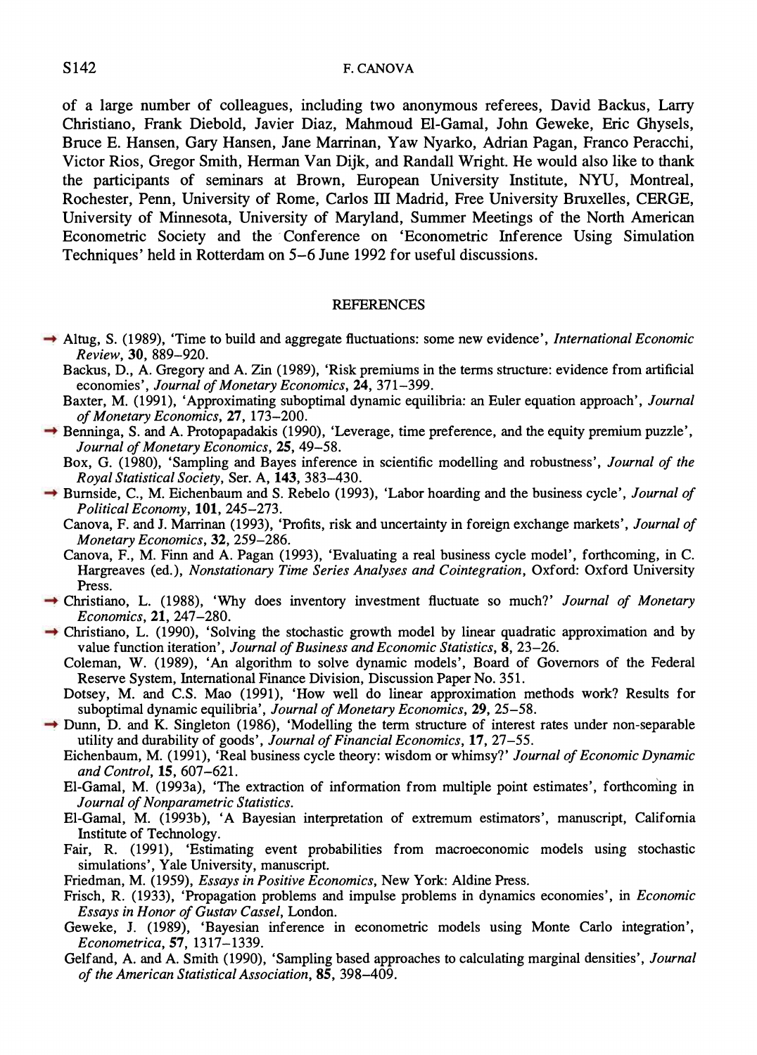of a large number of colleagues, including two anonymous referees, David Backus, Larry Christiano, Frank Diebold, Javier Diaz, Mahmoud El-Gamal, John Geweke, Eric Ghysels, Bruce E. Hansen, Gary Hansen, Jane Marrinan, Yaw Nyarko, Adrian Pagan, Franco Peracchi, Victor Rios, Gregor Smith, Herman Van Dijk, and Randall Wright. He would also like to thank the participants of seminars at Brown, European University Institute, NYU, Montreal, Rochester, Penn, University of Rome, Carlos III Madrid, Free University Bruxelles, CERGE, University of Minnesota, University of Maryland, Summer Meetings of the North American Econometric Society and the Conference on 'Econometric Inference Using Simulation Techniques' held in Rotterdam on 5–6 June 1992 for useful discussions.

## REFERENCES

Altug, S. (1989), 'Time to build and aggregate fluctuations: some new evidence', *International Economic Review*, **30**, 889–920.

Backus, D., A. Gregory and A. Zin (1989), 'Risk premiums in the terms structure: evidence from artificial economies', *Journal of Monetary Economics*, **24**, 371–399.

Baxter, M. (1991), 'Approximating suboptimal dynamic equilibria: an Euler equation approach', *Journal of Monetary Economics*, **27**, 173–200.

Benninga, S. and A. Protopapadakis (1990), 'Leverage, time preference, and the equity premium puzzle', *Journal of Monetary Economics*, **25**, 49–58.

Box, G. (1980), 'Sampling and Bayes inference in scientific modelling and robustness', *Journal of the Royal Statistical Society*, Ser. A, **143**, 383–430.

Burnside, C., M. Eichenbaum and S. Rebelo (1993), 'Labor hoarding and the business cycle', *Journal of Political Economy*, **101**, 245–273.

Canova, F. and J. Marrinan (1993), 'Profits, risk and uncertainty in foreign exchange markets', *Journal of Monetary Economics*, **32**, 259–286.

Canova, F., M. Finn and A. Pagan (1993), 'Evaluating a real business cycle model', forthcoming, in C. Hargreaves (ed.), *Nonstationary Time Series Analyses and Cointegration*, Oxford: Oxford University Press.

Christiano, L. (1988), 'Why does inventory investment fluctuate so much?' *Journal of Monetary Economics*, **21**, 247–280.

Christiano, L. (1990), 'Solving the stochastic growth model by linear quadratic approximation and by value function iteration', *Journal of Business and Economic Statistics*, **8**, 23–26.

Coleman, W. (1989), 'An algorithm to solve dynamic models', Board of Governors of the Federal Reserve System, International Finance Division, Discussion Paper No. 351.

Dotsey, M. and C.S. Mao (1991), 'How well do linear approximation methods work? Results for suboptimal dynamic equilibria', *Journal of Monetary Economics*, **29**, 25–58.

Dunn, D. and K. Singleton (1986), 'Modelling the term structure of interest rates under non-separable utility and durability of goods', *Journal of Financial Economics*, **17**, 27–55.

Eichenbaum, M. (1991), 'Real business cycle theory: wisdom or whimsy?' *Journal of Economic Dynamic and Control*, **15**, 607–621.

El-Gamal, M. (1993a), 'The extraction of information from multiple point estimates', forthcoming in *Journal of Nonparametric Statistics*.

El-Gamal, M. (1993b), 'A Bayesian interpretation of extremum estimators', manuscript, California Institute of Technology.

Fair, R. (1991), 'Estimating event probabilities from macroeconomic models using stochastic simulations', Yale University, manuscript.

Friedman, M. (1959), *Essays in Positive Economics*, New York: Aldine Press.

Frisch, R. (1933), 'Propagation problems and impulse problems in dynamics economies', in *Economic Essays in Honor of Gustav Cassel*, London.

Geweke, J. (1989), 'Bayesian inference in econometric models using Monte Carlo integration', *Econometrica*, **57**, 1317–1339.

Gelfand, A. and A. Smith (1990), 'Sampling based approaches to calculating marginal densities', *Journal of the American Statistical Association*, **85**, 398–409.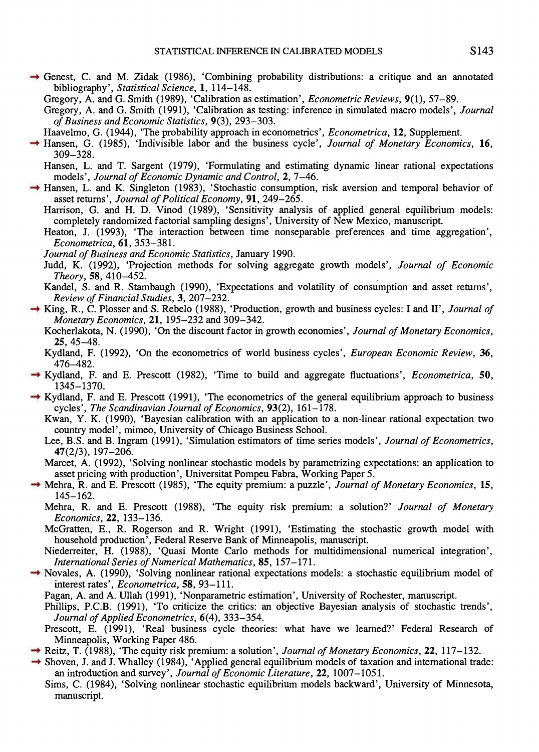Genest, C. and M. Zidak (1986), 'Combining probability distributions: a critique and an annotated bibliography', *Statistical Science*, **1**, 114–148.

Gregory, A. and G. Smith (1989), 'Calibration as estimation', *Econometric Reviews*, **9**(1), 57–89.

Gregory, A. and G. Smith (1991), 'Calibration as testing: inference in simulated macro models', *Journal of Business and Economic Statistics*, **9**(3), 293–303.

Haavelmo, G. (1944), 'The probability approach in econometrics', *Econometrica*, **12**, Supplement.

Hansen, G. (1985), 'Indivisible labor and the business cycle', *Journal of Monetary Economics*, **16**, 309–328.

Hansen, L. and T. Sargent (1979), 'Formulating and estimating dynamic linear rational expectations models', *Journal of Economic Dynamic and Control*, **2**, 7–46.

Hansen, L. and K. Singleton (1983), 'Stochastic consumption, risk aversion and temporal behavior of asset returns', *Journal of Political Economy*, **91**, 249–265.

Harrison, G. and H. D. Vinod (1989), 'Sensitivity analysis of applied general equilibrium models: completely randomized factorial sampling designs', University of New Mexico, manuscript.

Heaton, J. (1993), 'The interaction between time nonseparable preferences and time aggregation', *Econometrica*, **61**, 353–381.

*Journal of Business and Economic Statistics*, January 1990.

Judd, K. (1992), 'Projection methods for solving aggregate growth models', *Journal of Economic Theory*, **58**, 410–452.

Kandel, S. and R. Stambaugh (1990), 'Expectations and volatility of consumption and asset returns', *Review of Financial Studies*, **3**, 207–232.

King, R., C. Plosser and S. Rebelo (1988), 'Production, growth and business cycles: I and II', *Journal of Monetary Economics*, **21**, 195–232 and 309–342.

Kocherlakota, N. (1990), 'On the discount factor in growth economies', *Journal of Monetary Economics*, **25**, 45–48.

Kydland, F. (1992), 'On the econometrics of world business cycles', *European Economic Review*, **36**, 476–482.

Kydland, F. and E. Prescott (1982), 'Time to build and aggregate fluctuations', *Econometrica*, **50**, 1345–1370.

Kydland, F. and E. Prescott (1991), 'The econometrics of the general equilibrium approach to business cycles', *The Scandinavian Journal of Economics*, **93**(2), 161–178.

Kwan, Y. K. (1990), 'Bayesian calibration with an application to a non-linear rational expectation two country model', mimeo, University of Chicago Business School.

Lee, B.S. and B. Ingram (1991), 'Simulation estimators of time series models', *Journal of Econometrics*, **47**(2/3), 197–206.

Marcet, A. (1992), 'Solving nonlinear stochastic models by parametrizing expectations: an application to asset pricing with production', Universitat Pompeu Fabra, Working Paper 5.

Mehra, R. and E. Prescott (1985), 'The equity premium: a puzzle', *Journal of Monetary Economics*, **15**, 145–162.

Mehra, R. and E. Prescott (1988), 'The equity risk premium: a solution?' *Journal of Monetary Economics*, **22**, 133–136.

McGratten, E., R. Rogerson and R. Wright (1991), 'Estimating the stochastic growth model with household production', Federal Reserve Bank of Minneapolis, manuscript.

Niederreiter, H. (1988), 'Quasi Monte Carlo methods for multidimensional numerical integration', *International Series of Numerical Mathematics*, **85**, 157–171.

Novales, A. (1990), 'Solving nonlinear rational expectations models: a stochastic equilibrium model of interest rates', *Econometrica*, **58**, 93–111.

Pagan, A. and A. Ullah (1991), 'Nonparametric estimation', University of Rochester, manuscript.

Phillips, P.C.B. (1991), 'To criticize the critics: an objective Bayesian analysis of stochastic trends', *Journal of Applied Econometrics*, **6**(4), 333–354.

Prescott, E. (1991), 'Real business cycle theories: what have we learned?' Federal Research of Minneapolis, Working Paper 486.

Reitz, T. (1988), 'The equity risk premium: a solution', *Journal of Monetary Economics*, **22**, 117–132.

Shoven, J. and J. Whalley (1984), 'Applied general equilibrium models of taxation and international trade: an introduction and survey', *Journal of Economic Literature*, **22**, 1007–1051.

Sims, C. (1984), 'Solving nonlinear stochastic equilibrium models backward', University of Minnesota, manuscript.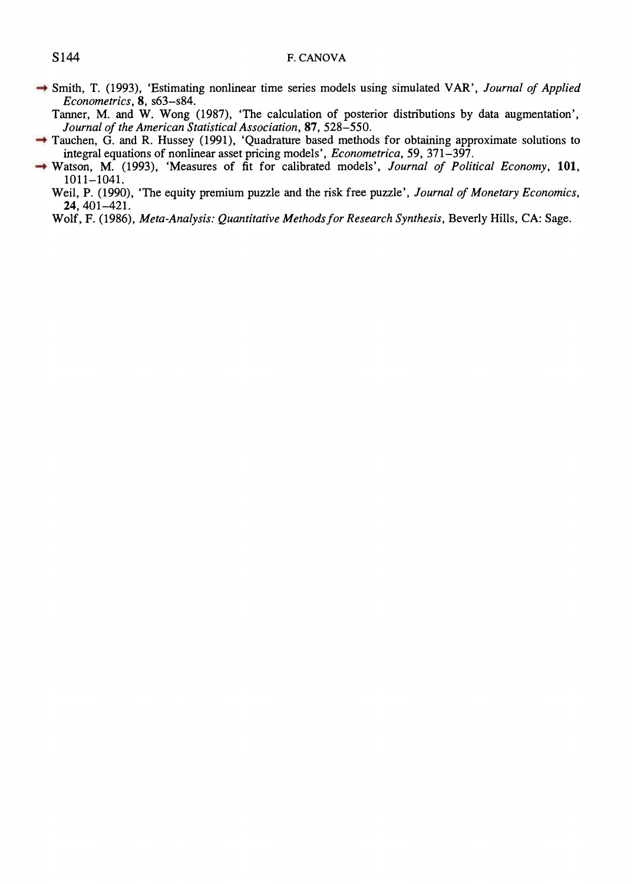Smith, T. (1993), 'Estimating nonlinear time series models using simulated VAR', *Journal of Applied Econometrics*, **8**, s63–s84.

Tanner, M. and W. Wong (1987), 'The calculation of posterior distributions by data augmentation', *Journal of the American Statistical Association*, **87**, 528–550.

Tauchen, G. and R. Hussey (1991), 'Quadrature based methods for obtaining approximate solutions to integral equations of nonlinear asset pricing models', *Econometrica*, 59, 371–397.

Watson, M. (1993), 'Measures of fit for calibrated models', *Journal of Political Economy*, **101**, 1011–1041.

Weil, P. (1990), 'The equity premium puzzle and the risk free puzzle', *Journal of Monetary Economics*, **24**, 401–421.

Wolf, F. (1986), *Meta-Analysis: Quantitative Methods for Research Synthesis*, Beverly Hills, CA: Sage.